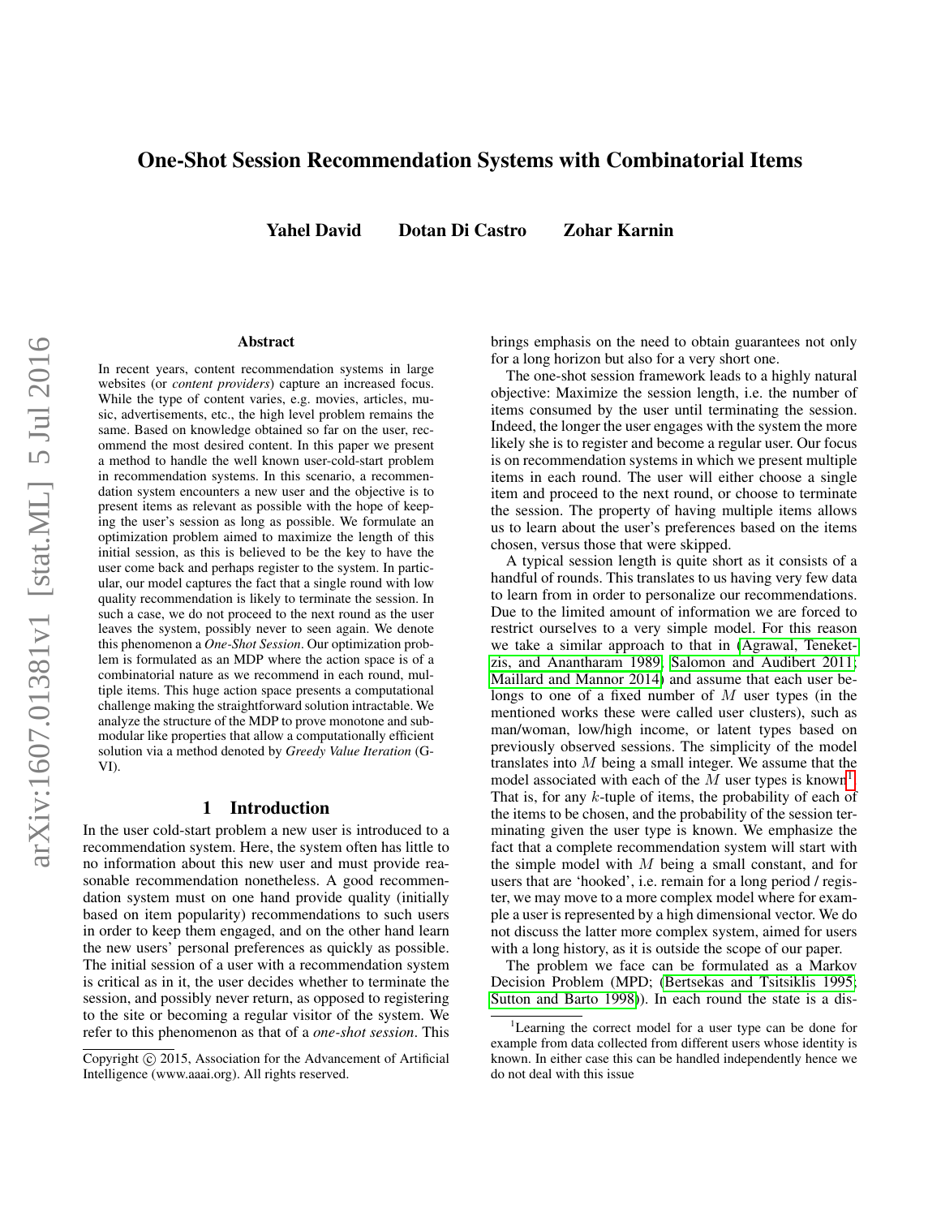# One-Shot Session Recommendation Systems with Combinatorial Items

**Yahel David Dotan Di Castro Zohar Karnin**

### Abstract

In recent years, content recommendation systems in large websites (or *content providers*) capture an increased focus. While the type of content varies, e.g. movies, articles, music, advertisements, etc., the high level problem remains the same. Based on knowledge obtained so far on the user, recommend the most desired content. In this paper we present a method to handle the well known user-cold-start problem in recommendation systems. In this scenario, a recommendation system encounters a new user and the objective is to present items as relevant as possible with the hope of keeping the user's session as long as possible. We formulate an optimization problem aimed to maximize the length of this initial session, as this is believed to be the key to have the user come back and perhaps register to the system. In particular, our model captures the fact that a single round with low quality recommendation is likely to terminate the session. In such a case, we do not proceed to the next round as the user leaves the system, possibly never to seen again. We denote this phenomenon a *One-Shot Session*. Our optimization problem is formulated as an MDP where the action space is of a combinatorial nature as we recommend in each round, multiple items. This huge action space presents a computational challenge making the straightforward solution intractable. We analyze the structure of the MDP to prove monotone and submodular like properties that allow a computationally efficient solution via a method denoted by *Greedy Value Iteration* (G-VI).

## 1 Introduction

In the user cold-start problem a new user is introduced to a recommendation system. Here, the system often has little to no information about this new user and must provide reasonable recommendation nonetheless. A good recommendation system must on one hand provide quality (initially based on item popularity) recommendations to such users in order to keep them engaged, and on the other hand learn the new users' personal preferences as quickly as possible. The initial session of a user with a recommendation system is critical as in it, the user decides whether to terminate the session, and possibly never return, as opposed to registering to the site or becoming a regular visitor of the system. We refer to this phenomenon as that of a *one-shot session*. This brings emphasis on the need to obtain guarantees not only for a long horizon but also for a very short one.

The one-shot session framework leads to a highly natural objective: Maximize the session length, i.e. the number of items consumed by the user until terminating the session. Indeed, the longer the user engages with the system the more likely she is to register and become a regular user. Our focus is on recommendation systems in which we present multiple items in each round. The user will either choose a single item and proceed to the next round, or choose to terminate the session. The property of having multiple items allows us to learn about the user's preferences based on the items chosen, versus those that were skipped.

A typical session length is quite short as it consists of a handful of rounds. This translates to us having very few data to learn from in order to personalize our recommendations. Due to the limited amount of information we are forced to restrict ourselves to a very simple model. For this reason we take a similar approach to that in (Agrawal, Teneketzis, and Anantharam 1989; Salomon and Audibert 2011; Maillard and Mannor 2014) and assume that each user belongs to one of a fixed number of $M$ user types (in the mentioned works these were called user clusters), such as man/woman, low/high income, or latent types based on previously observed sessions. The simplicity of the model translates into $M$ being a small integer. We assume that the model associated with each of the $M$ user types is known[1]. That is, for any $k$-tuple of items, the probability of each of the items to be chosen, and the probability of the session terminating given the user type is known. We emphasize the fact that a complete recommendation system will start with the simple model with $M$ being a small constant, and for users that are 'hooked', i.e. remain for a long period / register, we may move to a more complex model where for example a user is represented by a high dimensional vector. We do not discuss the latter more complex system, aimed for users with a long history, as it is outside the scope of our paper.

The problem we face can be formulated as a Markov Decision Problem (MPD; (Bertsekas and Tsitsiklis 1995; Sutton and Barto 1998)). In each round the state is a dis-

[1] Learning the correct model for a user type can be done for example from data collected from different users whose identity is known. In either case this can be handled independently hence we do not deal with this issue

Copyright © 2015, Association for the Advancement of Artificial Intelligence (www.aaai.org). All rights reserved.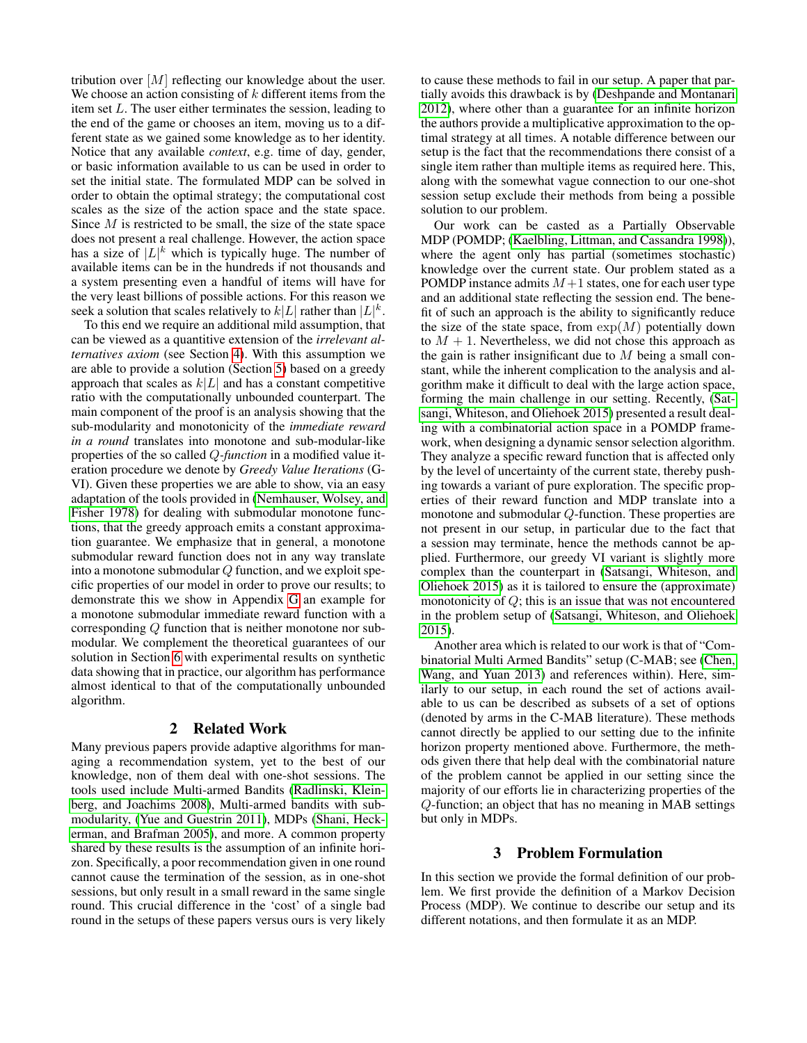tribution over $[M]$ reflecting our knowledge about the user. We choose an action consisting of $k$ different items from the item set $L$. The user either terminates the session, leading to the end of the game or chooses an item, moving us to a different state as we gained some knowledge as to her identity. Notice that any available *context*, e.g. time of day, gender, or basic information available to us can be used in order to set the initial state. The formulated MDP can be solved in order to obtain the optimal strategy; the computational cost scales as the size of the action space and the state space. Since $M$ is restricted to be small, the size of the state space does not present a real challenge. However, the action space has a size of $|L|^k$ which is typically huge. The number of available items can be in the hundreds if not thousands and a system presenting even a handful of items will have for the very least billions of possible actions. For this reason we seek a solution that scales relatively to $k|L|$ rather than $|L|^k$.

To this end we require an additional mild assumption, that can be viewed as a quantitive extension of the *irrelevant alternatives axiom* (see Section 4). With this assumption we are able to provide a solution (Section 5) based on a greedy approach that scales as $k|L|$ and has a constant competitive ratio with the computationally unbounded counterpart. The main component of the proof is an analysis showing that the sub-modularity and monotonicity of the *immediate reward in a round* translates into monotone and sub-modular-like properties of the so called $Q$-*function* in a modified value iteration procedure we denote by *Greedy Value Iterations* (G-VI). Given these properties we are able to show, via an easy adaptation of the tools provided in (Nemhauser, Wolsey, and Fisher 1978) for dealing with submodular monotone functions, that the greedy approach emits a constant approximation guarantee. We emphasize that in general, a monotone submodular reward function does not in any way translate into a monotone submodular $Q$ function, and we exploit specific properties of our model in order to prove our results; to demonstrate this we show in Appendix G an example for a monotone submodular immediate reward function with a corresponding $Q$ function that is neither monotone nor submodular. We complement the theoretical guarantees of our solution in Section 6 with experimental results on synthetic data showing that in practice, our algorithm has performance almost identical to that of the computationally unbounded algorithm.

## 2 Related Work

Many previous papers provide adaptive algorithms for managing a recommendation system, yet to the best of our knowledge, non of them deal with one-shot sessions. The tools used include Multi-armed Bandits (Radlinski, Kleinberg, and Joachims 2008), Multi-armed bandits with submodularity, (Yue and Guestrin 2011), MDPs (Shani, Heckerman, and Brafman 2005), and more. A common property shared by these results is the assumption of an infinite horizon. Specifically, a poor recommendation given in one round cannot cause the termination of the session, as in one-shot sessions, but only result in a small reward in the same single round. This crucial difference in the 'cost' of a single bad round in the setups of these papers versus ours is very likely to cause these methods to fail in our setup. A paper that partially avoids this drawback is by (Deshpande and Montanari 2012), where other than a guarantee for an infinite horizon the authors provide a multiplicative approximation to the optimal strategy at all times. A notable difference between our setup is the fact that the recommendations there consist of a single item rather than multiple items as required here. This, along with the somewhat vague connection to our one-shot session setup exclude their methods from being a possible solution to our problem.

Our work can be casted as a Partially Observable MDP (POMDP; (Kaelbling, Littman, and Cassandra 1998)), where the agent only has partial (sometimes stochastic) knowledge over the current state. Our problem stated as a POMDP instance admits $M+1$ states, one for each user type and an additional state reflecting the session end. The benefit of such an approach is the ability to significantly reduce the size of the state space, from $\exp(M)$ potentially down to $M+1$. Nevertheless, we did not chose this approach as the gain is rather insignificant due to $M$ being a small constant, while the inherent complication to the analysis and algorithm make it difficult to deal with the large action space, forming the main challenge in our setting. Recently, (Satsangi, Whiteson, and Oliehoek 2015) presented a result dealing with a combinatorial action space in a POMDP framework, when designing a dynamic sensor selection algorithm. They analyze a specific reward function that is affected only by the level of uncertainty of the current state, thereby pushing towards a variant of pure exploration. The specific properties of their reward function and MDP translate into a monotone and submodular $Q$-function. These properties are not present in our setup, in particular due to the fact that a session may terminate, hence the methods cannot be applied. Furthermore, our greedy VI variant is slightly more complex than the counterpart in (Satsangi, Whiteson, and Oliehoek 2015) as it is tailored to ensure the (approximate) monotonicity of $Q$; this is an issue that was not encountered in the problem setup of (Satsangi, Whiteson, and Oliehoek 2015).

Another area which is related to our work is that of "Combinatorial Multi Armed Bandits" setup (C-MAB; see (Chen, Wang, and Yuan 2013) and references within). Here, similarly to our setup, in each round the set of actions available to us can be described as subsets of a set of options (denoted by arms in the C-MAB literature). These methods cannot directly be applied to our setting due to the infinite horizon property mentioned above. Furthermore, the methods given there that help deal with the combinatorial nature of the problem cannot be applied in our setting since the majority of our efforts lie in characterizing properties of the $Q$-function; an object that has no meaning in MAB settings but only in MDPs.

## 3 Problem Formulation

In this section we provide the formal definition of our problem. We first provide the definition of a Markov Decision Process (MDP). We continue to describe our setup and its different notations, and then formulate it as an MDP.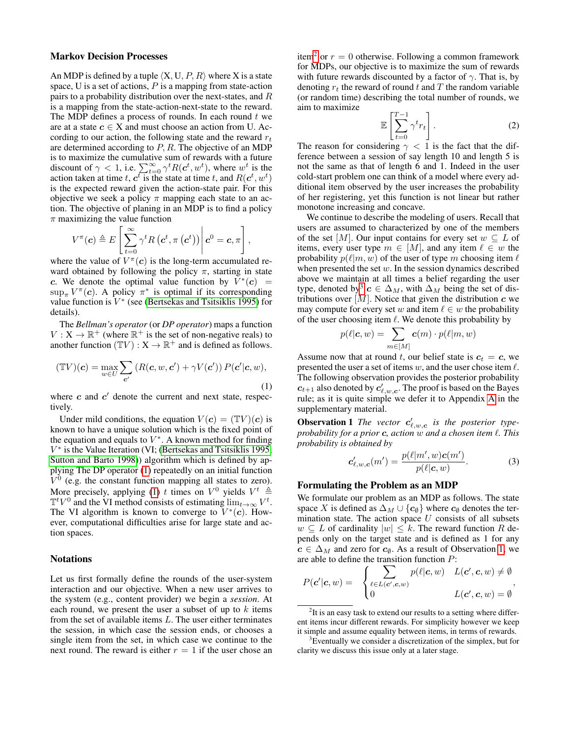### Markov Decision Processes

An MDP is defined by a tuple $\langle \mathrm{X}, \mathrm{U}, P, R\rangle$ where X is a state space, U is a set of actions, $P$ is a mapping from state-action pairs to a probability distribution over the next-states, and $R$ is a mapping from the state-action-next-state to the reward. The MDP defines a process of rounds. In each round $t$ we are at a state $\boldsymbol{c} \in \mathrm{X}$ and must choose an action from U. According to our action, the following state and the reward $r_t$ are determined according to $P, R$. The objective of an MDP is to maximize the cumulative sum of rewards with a future discount of $\gamma < 1$, i.e. $\sum_{t=0}^{\infty} \gamma^t R(\boldsymbol{c}^t, w^t)$, where $w^t$ is the action taken at time $t$, $\boldsymbol{c}^t$ is the state at time $t$, and $R(\boldsymbol{c}^t, w^t)$ is the expected reward given the action-state pair. For this objective we seek a policy $\pi$ mapping each state to an action. The objective of planing in an MDP is to find a policy $\pi$ maximizing the value function

$$V^{\pi}(\boldsymbol{c}) \triangleq E\left[\sum_{t=0}^{\infty} \gamma^t R\left(\boldsymbol{c}^t, \pi\left(\boldsymbol{c}^t\right)\right) \middle| \boldsymbol{c}^0 = \boldsymbol{c}, \pi\right],$$

where the value of $V^{\pi}(\boldsymbol{c})$ is the long-term accumulated reward obtained by following the policy $\pi$, starting in state $\boldsymbol{c}$. We denote the optimal value function by $V^*(\boldsymbol{c}) = \sup_{\pi} V^{\pi}(\boldsymbol{c})$. A policy $\pi^*$ is optimal if its corresponding value function is $V^*$ (see (Bertsekas and Tsitsiklis 1995) for details).

The *Bellman's operator* (or *DP operator*) maps a function $V : \mathrm{X} \to \mathbb{R}^+$ (where $\mathbb{R}^+$ is the set of non-negative reals) to another function $(\mathbb{T}V) : \mathrm{X} \to \mathbb{R}^+$ and is defined as follows.

$$(\mathbb{T}V)(\boldsymbol{c}) = \max_{w \in U} \sum_{\boldsymbol{c}'} \left(R(\boldsymbol{c}, w, \boldsymbol{c}') + \gamma V(\boldsymbol{c}')\right) P(\boldsymbol{c}'|\boldsymbol{c}, w), \tag{1}$$

where $\boldsymbol{c}$ and $\boldsymbol{c}'$ denote the current and next state, respectively.

Under mild conditions, the equation $V(\boldsymbol{c}) = (\mathbb{T}V)(\boldsymbol{c})$ is known to have a unique solution which is the fixed point of the equation and equals to $V^*$. A known method for finding $V^*$ is the Value Iteration (VI; (Bertsekas and Tsitsiklis 1995; Sutton and Barto 1998)) algorithm which is defined by applying The DP operator (1) repeatedly on an initial function $V^0$ (e.g. the constant function mapping all states to zero). More precisely, applying (1) $t$ times on $V^0$ yields $V^t \triangleq \mathbb{T}^t V^0$ and the VI method consists of estimating $\lim_{t\to\infty} V^t$. The VI algorithm is known to converge to $V^*(\boldsymbol{c})$. However, computational difficulties arise for large state and action spaces.

### Notations

Let us first formally define the rounds of the user-system interaction and our objective. When a new user arrives to the system (e.g., content provider) we begin a *session*. At each round, we present the user a subset of up to $k$ items from the set of available items $L$. The user either terminates the session, in which case the session ends, or chooses a single item from the set, in which case we continue to the next round. The reward is either $r = 1$ if the user chose an item[2] or $r = 0$ otherwise. Following a common framework for MDPs, our objective is to maximize the sum of rewards with future rewards discounted by a factor of $\gamma$. That is, by denoting $r_t$ the reward of round $t$ and $T$ the random variable (or random time) describing the total number of rounds, we aim to maximize

$$\mathbb{E}\left[\sum_{t=0}^{T-1} \gamma^t r_t\right]. \tag{2}$$

The reason for considering $\gamma < 1$ is the fact that the difference between a session of say length 10 and length 5 is not the same as that of length 6 and 1. Indeed in the user cold-start problem one can think of a model where every additional item observed by the user increases the probability of her registering, yet this function is not linear but rather monotone increasing and concave.

We continue to describe the modeling of users. Recall that users are assumed to characterized by one of the members of the set $[M]$. Our input contains for every set $w \subseteq L$ of items, every user type $m \in [M]$, and any item $\ell \in w$ the probability $p(\ell|m, w)$ of the user of type $m$ choosing item $\ell$ when presented the set $w$. In the session dynamics described above we maintain at all times a belief regarding the user type, denoted by[3] $\boldsymbol{c} \in \Delta_M$, with $\Delta_M$ being the set of distributions over $[M]$. Notice that given the distribution $\boldsymbol{c}$ we may compute for every set $w$ and item $\ell \in w$ the probability of the user choosing item $\ell$. We denote this probability by

$$p(\ell|\boldsymbol{c}, w) = \sum_{m\in[M]} \boldsymbol{c}(m) \cdot p(\ell|m, w)$$

Assume now that at round $t$, our belief state is $\boldsymbol{c}_t = \boldsymbol{c}$, we presented the user a set of items $w$, and the user chose item $\ell$. The following observation provides the posterior probability $\boldsymbol{c}_{t+1}$ also denoted by $\boldsymbol{c}'_{\ell,w,\boldsymbol{c}}$. The proof is based on the Bayes rule; as it is quite simple we defer it to Appendix A in the supplementary material.

**Observation 1** *The vector $\boldsymbol{c}'_{\ell,w,\boldsymbol{c}}$ is the posterior type-probability for a prior $\boldsymbol{c}$, action $w$ and a chosen item $\ell$. This probability is obtained by*

$$\boldsymbol{c}'_{\ell,w,\boldsymbol{c}}(m') = \frac{p(\ell|m', w)\boldsymbol{c}(m')}{p(\ell|\boldsymbol{c}, w)}. \tag{3}$$

### Formulating the Problem as an MDP

We formulate our problem as an MDP as follows. The state space $X$ is defined as $\Delta_M \cup \{\boldsymbol{c}_{\emptyset}\}$ where $\boldsymbol{c}_{\emptyset}$ denotes the termination state. The action space $U$ consists of all subsets $w \subseteq L$ of cardinality $|w| \leq k$. The reward function $R$ depends only on the target state and is defined as 1 for any $\boldsymbol{c} \in \Delta_M$ and zero for $\boldsymbol{c}_{\emptyset}$. As a result of Observation 1, we are able to define the transition function $P$:

$$P(\boldsymbol{c}'|\boldsymbol{c}, w) = \begin{cases} \displaystyle\sum_{\ell \in L(\boldsymbol{c}', \boldsymbol{c}, w)} p(\ell|\boldsymbol{c}, w) & L(\boldsymbol{c}', \boldsymbol{c}, w) \neq \emptyset \\ 0 & L(\boldsymbol{c}', \boldsymbol{c}, w) = \emptyset \end{cases},$$

[2] It is an easy task to extend our results to a setting where different items incur different rewards. For simplicity however we keep it simple and assume equality between items, in terms of rewards.

[3] Eventually we consider a discretization of the simplex, but for clarity we discuss this issue only at a later stage.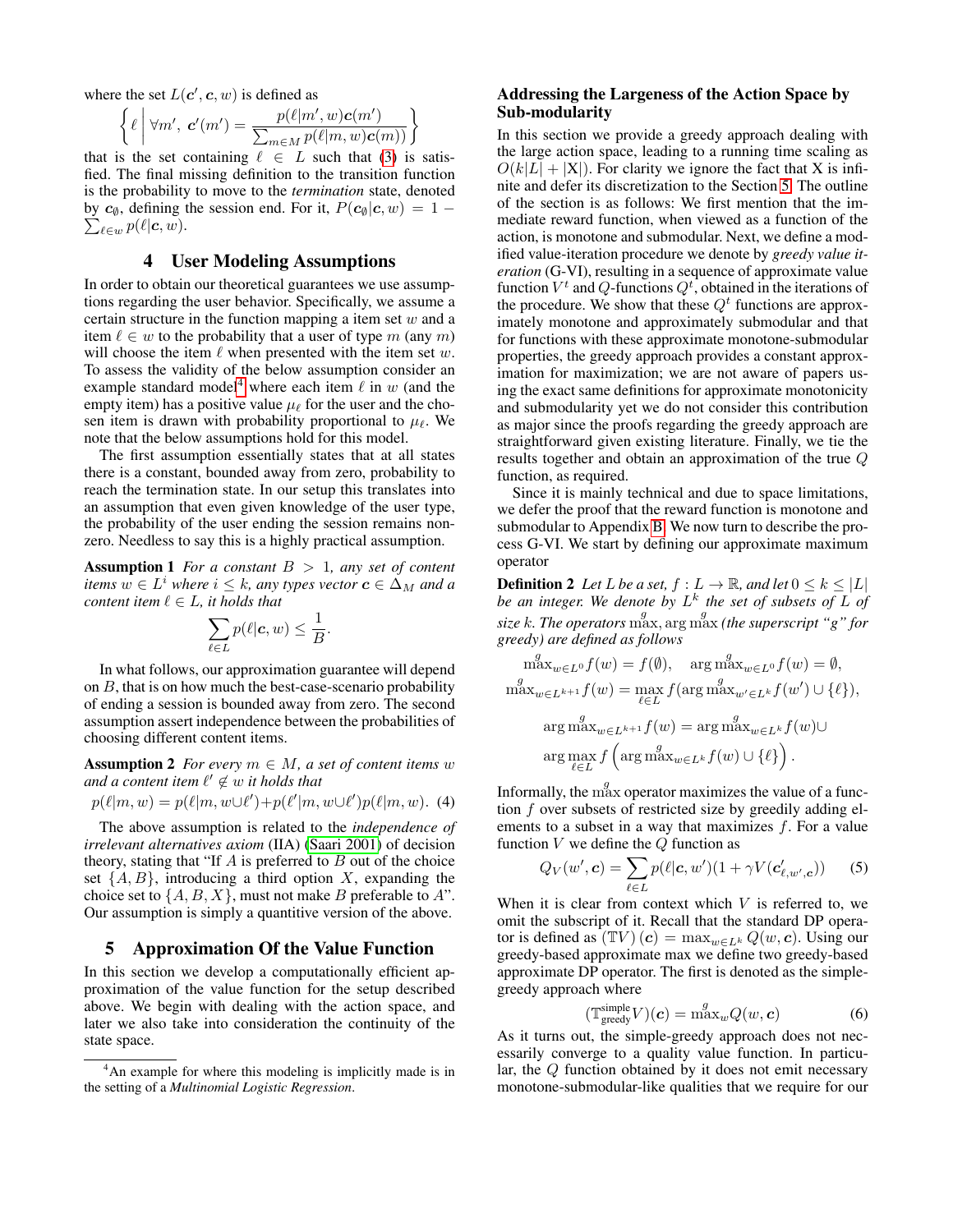where the set $L(\boldsymbol{c}', \boldsymbol{c}, w)$ is defined as

$$\left\{ \ell \;\middle|\; \forall m',\ \boldsymbol{c}'(m') = \frac{p(\ell|m', w)\boldsymbol{c}(m')}{\sum_{m \in M} p(\ell|m, w)\boldsymbol{c}(m))} \right\}$$

that is the set containing $\ell \in L$ such that (3) is satisfied. The final missing definition to the transition function is the probability to move to the *termination* state, denoted by $\boldsymbol{c}_\emptyset$, defining the session end. For it, $P(\boldsymbol{c}_\emptyset|\boldsymbol{c}, w) = 1 - \sum_{\ell \in w} p(\ell|\boldsymbol{c}, w)$.

## 4 User Modeling Assumptions

In order to obtain our theoretical guarantees we use assumptions regarding the user behavior. Specifically, we assume a certain structure in the function mapping a item set $w$ and a item $\ell \in w$ to the probability that a user of type $m$ (any $m$) will choose the item $\ell$ when presented with the item set $w$. To assess the validity of the below assumption consider an example standard model[4] where each item $\ell$ in $w$ (and the empty item) has a positive value $\mu_\ell$ for the user and the chosen item is drawn with probability proportional to $\mu_\ell$. We note that the below assumptions hold for this model.

The first assumption essentially states that at all states there is a constant, bounded away from zero, probability to reach the termination state. In our setup this translates into an assumption that even given knowledge of the user type, the probability of the user ending the session remains nonzero. Needless to say this is a highly practical assumption.

**Assumption 1** *For a constant $B > 1$, any set of content items $w \in L^i$ where $i \leq k$, any types vector $\boldsymbol{c} \in \Delta_M$ and a content item $\ell \in L$, it holds that*

$$\sum_{\ell \in L} p(\ell|\boldsymbol{c}, w) \leq \frac{1}{B}.$$

In what follows, our approximation guarantee will depend on $B$, that is on how much the best-case-scenario probability of ending a session is bounded away from zero. The second assumption assert independence between the probabilities of choosing different content items.

**Assumption 2** *For every $m \in M$, a set of content items $w$ and a content item $\ell' \notin w$ it holds that*

$$p(\ell|m, w) = p(\ell|m, w \cup \ell') + p(\ell'|m, w \cup \ell')p(\ell|m, w). \quad (4)$$

The above assumption is related to the *independence of irrelevant alternatives axiom* (IIA) (Saari 2001) of decision theory, stating that "If $A$ is preferred to $B$ out of the choice set $\{A, B\}$, introducing a third option $X$, expanding the choice set to $\{A, B, X\}$, must not make $B$ preferable to $A$". Our assumption is simply a quantitive version of the above.

## 5 Approximation Of the Value Function

In this section we develop a computationally efficient approximation of the value function for the setup described above. We begin with dealing with the action space, and later we also take into consideration the continuity of the state space.

[4] An example for where this modeling is implicitly made is in the setting of a *Multinomial Logistic Regression*.

### Addressing the Largeness of the Action Space by Sub-modularity

In this section we provide a greedy approach dealing with the large action space, leading to a running time scaling as $O(k|L| + |\mathrm{X}|)$. For clarity we ignore the fact that X is infinite and defer its discretization to the Section 5. The outline of the section is as follows: We first mention that the immediate reward function, when viewed as a function of the action, is monotone and submodular. Next, we define a modified value-iteration procedure we denote by *greedy value iteration* (G-VI), resulting in a sequence of approximate value function $V^t$ and $Q$-functions $Q^t$, obtained in the iterations of the procedure. We show that these $Q^t$ functions are approximately monotone and approximately submodular and that for functions with these approximate monotone-submodular properties, the greedy approach provides a constant approximation for maximization; we are not aware of papers using the exact same definitions for approximate monotonicity and submodularity yet we do not consider this contribution as major since the proofs regarding the greedy approach are straightforward given existing literature. Finally, we tie the results together and obtain an approximation of the true $Q$ function, as required.

Since it is mainly technical and due to space limitations, we defer the proof that the reward function is monotone and submodular to Appendix B. We now turn to describe the process G-VI. We start by defining our approximate maximum operator

**Definition 2** *Let $L$ be a set, $f : L \to \mathbb{R}$, and let $0 \leq k \leq |L|$ be an integer. We denote by $L^k$ the set of subsets of $L$ of size $k$. The operators $\overset{g}{\max}, \arg\overset{g}{\max}$ (the superscript "g" for greedy) are defined as follows*

$$\overset{g}{\max}_{w \in L^0} f(w) = f(\emptyset), \quad \arg\overset{g}{\max}_{w \in L^0} f(w) = \emptyset,$$

$$\overset{g}{\max}_{w \in L^{k+1}} f(w) = \max_{\ell \in L} f(\arg\overset{g}{\max}_{w' \in L^k} f(w') \cup \{\ell\}),$$

$$\arg\overset{g}{\max}_{w \in L^{k+1}} f(w) = \arg\overset{g}{\max}_{w \in L^k} f(w) \cup$$

$$\arg\max_{\ell \in L} f\left(\arg\overset{g}{\max}_{w \in L^k} f(w) \cup \{\ell\}\right).$$

Informally, the $\overset{g}{\max}$ operator maximizes the value of a function $f$ over subsets of restricted size by greedily adding elements to a subset in a way that maximizes $f$. For a value function $V$ we define the $Q$ function as

$$Q_V(w', \boldsymbol{c}) = \sum_{\ell \in L} p(\ell|\boldsymbol{c}, w')(1 + \gamma V(\boldsymbol{c}'_{\ell, w', \boldsymbol{c}})) \quad (5)$$

When it is clear from context which $V$ is referred to, we omit the subscript of it. Recall that the standard DP operator is defined as $(\mathbb{T}V)(\boldsymbol{c}) = \max_{w \in L^k} Q(w, \boldsymbol{c})$. Using our greedy-based approximate max we define two greedy-based approximate DP operator. The first is denoted as the simple-greedy approach where

$$(\mathbb{T}^{\text{simple}}_{\text{greedy}} V)(\boldsymbol{c}) = \overset{g}{\max}_w Q(w, \boldsymbol{c}) \quad (6)$$

As it turns out, the simple-greedy approach does not necessarily converge to a quality value function. In particular, the $Q$ function obtained by it does not emit necessary monotone-submodular-like qualities that we require for our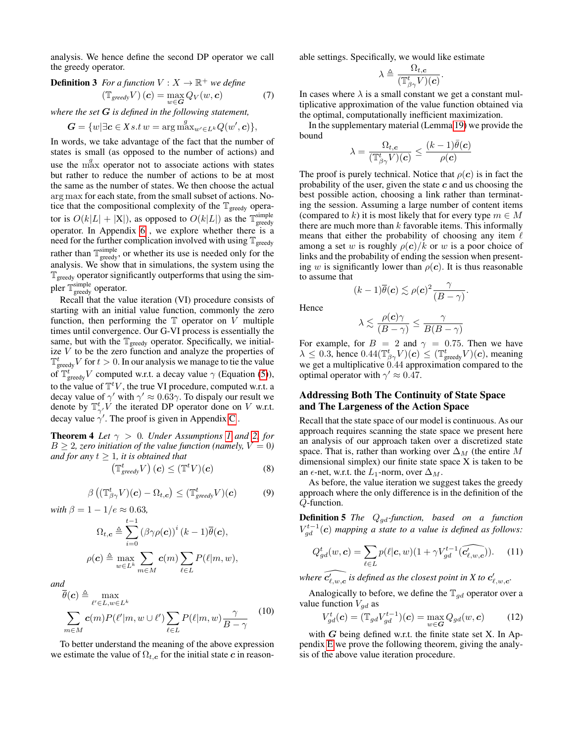analysis. We hence define the second DP operator we call the greedy operator.

**Definition 3** *For a function $V : X \to \mathbb{R}^+$ we define*

$$(\mathbb{T}_{greedy}V)(\boldsymbol{c}) = \max_{w \in \boldsymbol{G}} Q_V(w, \boldsymbol{c}) \tag{7}$$

*where the set $\boldsymbol{G}$ is defined in the following statement,*

$$\boldsymbol{G} = \{w | \exists \boldsymbol{c} \in X \, s.t \, w = \arg \overset{g}{\max}_{w' \in L^k} Q(w', \boldsymbol{c})\},$$

In words, we take advantage of the fact that the number of states is small (as opposed to the number of actions) and use the $\overset{g}{\max}$ operator not to associate actions with states but rather to reduce the number of actions to be at most the same as the number of states. We then choose the actual arg max for each state, from the small subset of actions. Notice that the compositional complexity of the $\mathbb{T}_{\text{greedy}}$ operator is $O(k|L| + |\text{X}|)$, as opposed to $O(k|L|)$ as the $\mathbb{T}^{\text{simple}}_{\text{greedy}}$ operator. In Appendix 6 , we explore whether there is a need for the further complication involved with using $\mathbb{T}_{\text{greedy}}$ rather than $\mathbb{T}^{\text{simple}}_{\text{greedy}}$, or whether its use is needed only for the analysis. We show that in simulations, the system using the $\mathbb{T}_{\text{greedy}}$ operator significantly outperforms that using the simpler $\mathbb{T}^{\text{simple}}_{\text{greedy}}$ operator.

Recall that the value iteration (VI) procedure consists of starting with an initial value function, commonly the zero function, then performing the $\mathbb{T}$ operator on $V$ multiple times until convergence. Our G-VI process is essentially the same, but with the $\mathbb{T}_{\text{greedy}}$ operator. Specifically, we initialize $V$ to be the zero function and analyze the properties of $\mathbb{T}^t_{\text{greedy}}V$ for $t > 0$. In our analysis we manage to tie the value of $\mathbb{T}^t_{\text{greedy}}V$ computed w.r.t. a decay value $\gamma$ (Equation (5)), to the value of $\mathbb{T}^tV$, the true VI procedure, computed w.r.t. a decay value of $\gamma'$ with $\gamma' \approx 0.63\gamma$. To dispaly our result we denote by $\mathbb{T}^t_{\gamma'}V$ the iterated DP operator done on $V$ w.r.t. decay value $\gamma'$. The proof is given in Appendix C.

**Theorem 4** *Let $\gamma > 0$. Under Assumptions 1 and 2, for $B \geq 2$, zero initiation of the value function (namely, $V = 0$) and for any $t \geq 1$, it is obtained that*

$$\left(\mathbb{T}^t_{greedy}V\right)(\boldsymbol{c}) \leq (\mathbb{T}^tV)(\boldsymbol{c}) \tag{8}$$

$$\beta\left((\mathbb{T}^t_{\beta\gamma}V)(\boldsymbol{c}) - \Omega_{t,\boldsymbol{c}}\right) \leq (\mathbb{T}^t_{greedy}V)(\boldsymbol{c}) \tag{9}$$

*with $\beta = 1 - 1/e \approx 0.63$,*

$$\Omega_{t,\boldsymbol{c}} \triangleq \sum_{i=0}^{t-1} (\beta\gamma\rho(\boldsymbol{c}))^i \, (k-1)\overline{\theta}(\boldsymbol{c}),$$

$$\rho(\boldsymbol{c}) \triangleq \max_{w \in L^k} \sum_{m \in M} \boldsymbol{c}(m) \sum_{\ell \in L} P(\ell | m, w),$$

*and*

$$\overline{\theta}(\boldsymbol{c}) \triangleq \max_{\ell' \in L, w \in L^k} \sum_{m \in M} \boldsymbol{c}(m) P(\ell' | m, w \cup \ell') \sum_{\ell \in L} P(\ell | m, w) \frac{\gamma}{B - \gamma} \tag{10}$$

To better understand the meaning of the above expression we estimate the value of $\Omega_{t,\boldsymbol{c}}$ for the initial state $\boldsymbol{c}$ in reasonable settings. Specifically, we would like estimate

$$\lambda \triangleq \frac{\Omega_{t,\boldsymbol{c}}}{(\mathbb{T}^t_{\beta\gamma}V)(\boldsymbol{c})}.$$

In cases where $\lambda$ is a small constant we get a constant multiplicative approximation of the value function obtained via the optimal, computationally inefficient maximization.

In the supplementary material (Lemma 19) we provide the bound

$$\lambda = \frac{\Omega_{t,\boldsymbol{c}}}{(\mathbb{T}^t_{\beta\gamma}V)(\boldsymbol{c})} \leq \frac{(k-1)\overline{\theta}(\boldsymbol{c})}{\rho(\boldsymbol{c})}$$

The proof is purely technical. Notice that $\rho(\boldsymbol{c})$ is in fact the probability of the user, given the state $\boldsymbol{c}$ and us choosing the best possible action, choosing a link rather than terminating the session. Assuming a large number of content items (compared to $k$) it is most likely that for every type $m \in M$ there are much more than $k$ favorable items. This informally means that either the probability of choosing any item $\ell$ among a set $w$ is roughly $\rho(\boldsymbol{c})/k$ or $w$ is a poor choice of links and the probability of ending the session when presenting $w$ is significantly lower than $\rho(\boldsymbol{c})$. It is thus reasonable to assume that

$$(k-1)\overline{\theta}(\boldsymbol{c}) \lesssim \rho(\boldsymbol{c})^2 \frac{\gamma}{(B - \gamma)}.$$

Hence

$$\lambda \lesssim \frac{\rho(\boldsymbol{c})\gamma}{(B - \gamma)} \leq \frac{\gamma}{B(B - \gamma)}$$

For example, for $B = 2$ and $\gamma = 0.75$. Then we have $\lambda \leq 0.3$, hence $0.44(\mathbb{T}^t_{\beta\gamma}V)(\boldsymbol{c}) \leq (\mathbb{T}^t_{\text{greedy}}V)(\boldsymbol{c})$, meaning we get a multiplicative 0.44 approximation compared to the optimal operator with $\gamma' \approx 0.47$.

## Addressing Both The Continuity of State Space and The Largeness of the Action Space

Recall that the state space of our model is continuous. As our approach requires scanning the state space we present here an analysis of our approach taken over a discretized state space. That is, rather than working over $\Delta_M$ (the entire $M$ dimensional simplex) our finite state space X is taken to be an $\epsilon$-net, w.r.t. the $L_1$-norm, over $\Delta_M$.

As before, the value iteration we suggest takes the greedy approach where the only difference is in the definition of the $Q$-function.

**Definition 5** *The $Q_{gd}$-function, based on a function $V^{t-1}_{gd}(\boldsymbol{c})$ mapping a state to a value is defined as follows:*

$$Q^t_{gd}(w, \boldsymbol{c}) = \sum_{\ell \in L} p(\ell | \boldsymbol{c}, w)(1 + \gamma V^{t-1}_{gd}(\widehat{\boldsymbol{c}'_{\ell,w,\boldsymbol{c}}})). \tag{11}$$

*where $\widehat{\boldsymbol{c}'_{\ell,w,\boldsymbol{c}}}$ is defined as the closest point in X to $\boldsymbol{c}'_{\ell,w,\boldsymbol{c}}$.*

Analogically to before, we define the $\mathbb{T}_{gd}$ operator over a value function $V_{gd}$ as

$$V^t_{gd}(\boldsymbol{c}) = (\mathbb{T}_{gd}V^{t-1}_{gd})(\boldsymbol{c}) = \max_{w \in \boldsymbol{G}} Q_{gd}(w, \boldsymbol{c}) \tag{12}$$

with $\boldsymbol{G}$ being defined w.r.t. the finite state set X. In Appendix E we prove the following theorem, giving the analysis of the above value iteration procedure.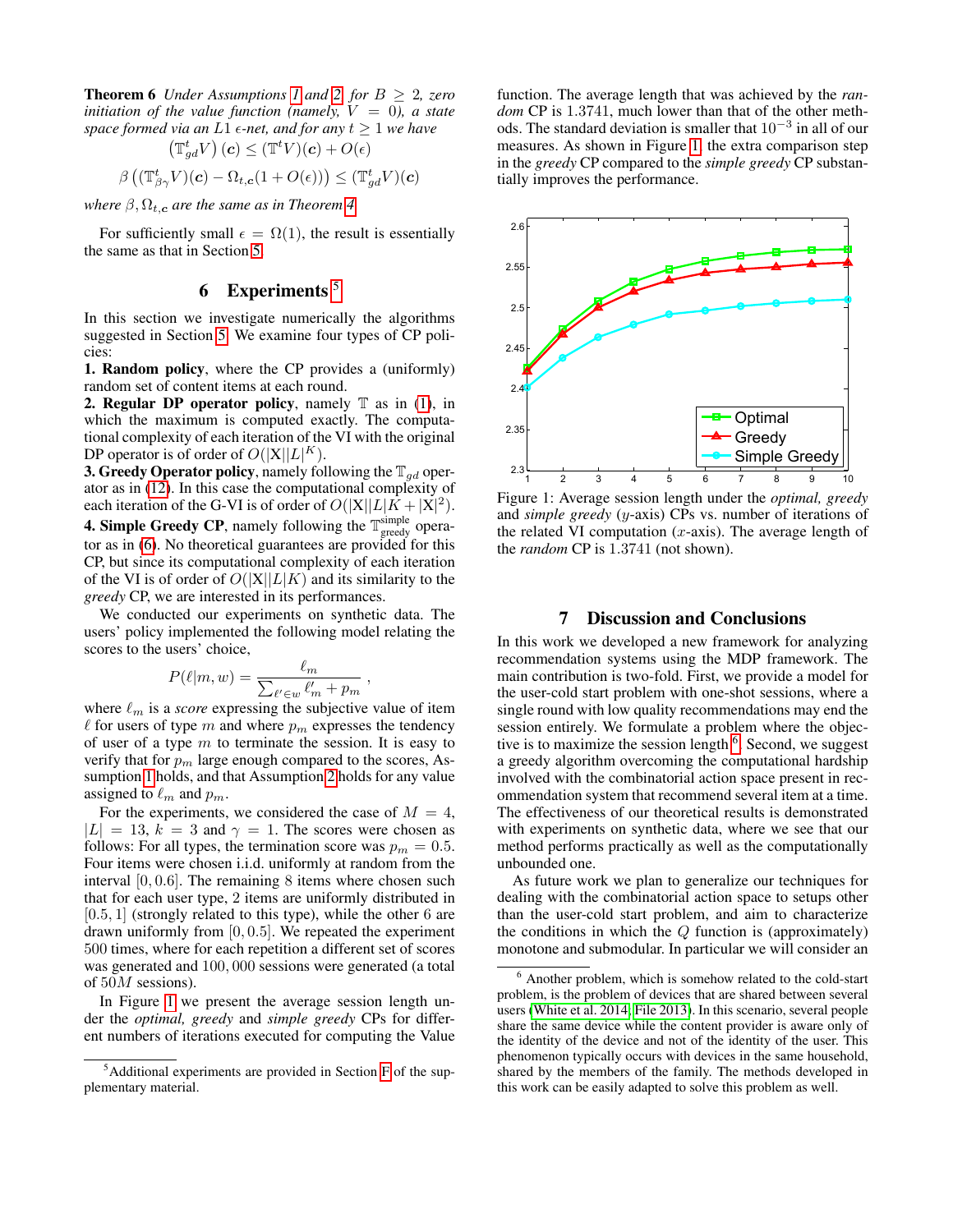**Theorem 6** *Under Assumptions 1 and 2 for $B \geq 2$, zero initiation of the value function (namely, $V = 0$), a state space formed via an $L1$ $\epsilon$-net, and for any $t \geq 1$ we have*

$$\left(\mathbb{T}_{gd}^{t} V\right)(\boldsymbol{c}) \leq (\mathbb{T}^{t} V)(\boldsymbol{c}) + O(\epsilon)$$

$$\beta\left((\mathbb{T}_{\beta\gamma}^{t} V)(\boldsymbol{c}) - \Omega_{t,\boldsymbol{c}}(1 + O(\epsilon))\right) \leq (\mathbb{T}_{gd}^{t} V)(\boldsymbol{c})$$

*where $\beta, \Omega_{t,\boldsymbol{c}}$ are the same as in Theorem 4.*

For sufficiently small $\epsilon = \Omega(1)$, the result is essentially the same as that in Section 5.

## 6 Experiments [5]

In this section we investigate numerically the algorithms suggested in Section 5. We examine four types of CP policies:

**1. Random policy**, where the CP provides a (uniformly) random set of content items at each round.

**2. Regular DP operator policy**, namely $\mathbb{T}$ as in (1), in which the maximum is computed exactly. The computational complexity of each iteration of the VI with the original DP operator is of order of $O(|\mathrm{X}||L|^{K})$.

**3. Greedy Operator policy**, namely following the $\mathbb{T}_{gd}$ operator as in (12). In this case the computational complexity of each iteration of the G-VI is of order of $O(|\mathrm{X}||L|K + |\mathrm{X}|^2)$.

**4. Simple Greedy CP**, namely following the $\mathbb{T}_{\text{greedy}}^{\text{simple}}$ operator as in (6). No theoretical guarantees are provided for this CP, but since its computational complexity of each iteration of the VI is of order of $O(|\mathrm{X}||L|K)$ and its similarity to the *greedy* CP, we are interested in its performances.

We conducted our experiments on synthetic data. The users' policy implemented the following model relating the scores to the users' choice,

$$P(\ell|m, w) = \frac{\ell_m}{\sum_{\ell' \in w} \ell'_m + p_m},$$

where $\ell_m$ is a *score* expressing the subjective value of item $\ell$ for users of type $m$ and where $p_m$ expresses the tendency of user of a type $m$ to terminate the session. It is easy to verify that for $p_m$ large enough compared to the scores, Assumption 1 holds, and that Assumption 2 holds for any value assigned to $\ell_m$ and $p_m$.

For the experiments, we considered the case of $M = 4$, $|L| = 13$, $k = 3$ and $\gamma = 1$. The scores were chosen as follows: For all types, the termination score was $p_m = 0.5$. Four items were chosen i.i.d. uniformly at random from the interval $[0, 0.6]$. The remaining 8 items where chosen such that for each user type, 2 items are uniformly distributed in $[0.5, 1]$ (strongly related to this type), while the other 6 are drawn uniformly from $[0, 0.5]$. We repeated the experiment 500 times, where for each repetition a different set of scores was generated and 100,000 sessions were generated (a total of $50M$ sessions).

In Figure 1 we present the average session length under the *optimal, greedy* and *simple greedy* CPs for different numbers of iterations executed for computing the Value function. The average length that was achieved by the *random* CP is 1.3741, much lower than that of the other methods. The standard deviation is smaller that $10^{-3}$ in all of our measures. As shown in Figure 1, the extra comparison step in the *greedy* CP compared to the *simple greedy* CP substantially improves the performance.

Figure 1: Average session length under the *optimal, greedy* and *simple greedy* ($y$-axis) CPs vs. number of iterations of the related VI computation ($x$-axis). The average length of the *random* CP is 1.3741 (not shown).

## 7 Discussion and Conclusions

In this work we developed a new framework for analyzing recommendation systems using the MDP framework. The main contribution is two-fold. First, we provide a model for the user-cold start problem with one-shot sessions, where a single round with low quality recommendations may end the session entirely. We formulate a problem where the objective is to maximize the session length [6]. Second, we suggest a greedy algorithm overcoming the computational hardship involved with the combinatorial action space present in recommendation system that recommend several item at a time. The effectiveness of our theoretical results is demonstrated with experiments on synthetic data, where we see that our method performs practically as well as the computationally unbounded one.

As future work we plan to generalize our techniques for dealing with the combinatorial action space to setups other than the user-cold start problem, and aim to characterize the conditions in which the $Q$ function is (approximately) monotone and submodular. In particular we will consider an

[5] Additional experiments are provided in Section F of the supplementary material.

[6] Another problem, which is somehow related to the cold-start problem, is the problem of devices that are shared between several users (White et al. 2014; File 2013). In this scenario, several people share the same device while the content provider is aware only of the identity of the device and not of the identity of the user. This phenomenon typically occurs with devices in the same household, shared by the members of the family. The methods developed in this work can be easily adapted to solve this problem as well.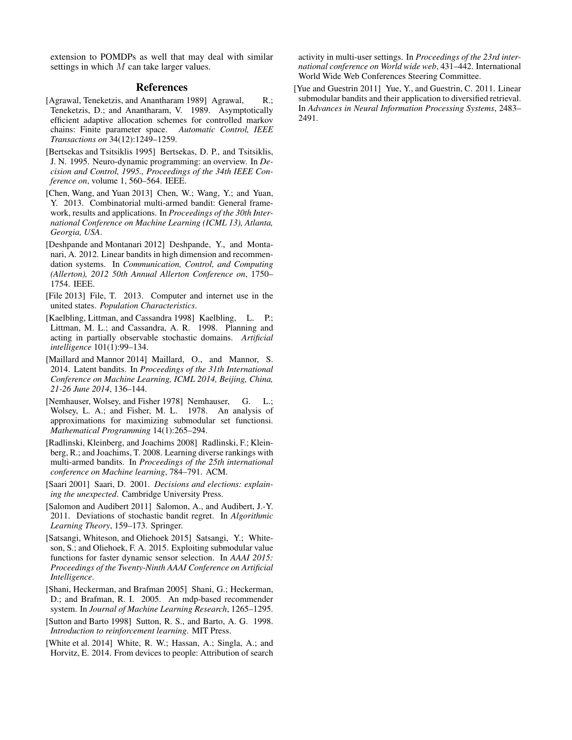extension to POMDPs as well that may deal with similar settings in which $M$ can take larger values.

## References

[Agrawal, Teneketzis, and Anantharam 1989] Agrawal, R.; Teneketzis, D.; and Anantharam, V. 1989. Asymptotically efficient adaptive allocation schemes for controlled markov chains: Finite parameter space. *Automatic Control, IEEE Transactions on* 34(12):1249–1259.

[Bertsekas and Tsitsiklis 1995] Bertsekas, D. P., and Tsitsiklis, J. N. 1995. Neuro-dynamic programming: an overview. In *Decision and Control, 1995., Proceedings of the 34th IEEE Conference on*, volume 1, 560–564. IEEE.

[Chen, Wang, and Yuan 2013] Chen, W.; Wang, Y.; and Yuan, Y. 2013. Combinatorial multi-armed bandit: General framework, results and applications. In *Proceedings of the 30th International Conference on Machine Learning (ICML 13), Atlanta, Georgia, USA*.

[Deshpande and Montanari 2012] Deshpande, Y., and Montanari, A. 2012. Linear bandits in high dimension and recommendation systems. In *Communication, Control, and Computing (Allerton), 2012 50th Annual Allerton Conference on*, 1750–1754. IEEE.

[File 2013] File, T. 2013. Computer and internet use in the united states. *Population Characteristics*.

[Kaelbling, Littman, and Cassandra 1998] Kaelbling, L. P.; Littman, M. L.; and Cassandra, A. R. 1998. Planning and acting in partially observable stochastic domains. *Artificial intelligence* 101(1):99–134.

[Maillard and Mannor 2014] Maillard, O., and Mannor, S. 2014. Latent bandits. In *Proceedings of the 31th International Conference on Machine Learning, ICML 2014, Beijing, China, 21-26 June 2014*, 136–144.

[Nemhauser, Wolsey, and Fisher 1978] Nemhauser, G. L.; Wolsey, L. A.; and Fisher, M. L. 1978. An analysis of approximations for maximizing submodular set functionsi. *Mathematical Programming* 14(1):265–294.

[Radlinski, Kleinberg, and Joachims 2008] Radlinski, F.; Kleinberg, R.; and Joachims, T. 2008. Learning diverse rankings with multi-armed bandits. In *Proceedings of the 25th international conference on Machine learning*, 784–791. ACM.

[Saari 2001] Saari, D. 2001. *Decisions and elections: explaining the unexpected*. Cambridge University Press.

[Salomon and Audibert 2011] Salomon, A., and Audibert, J.-Y. 2011. Deviations of stochastic bandit regret. In *Algorithmic Learning Theory*, 159–173. Springer.

[Satsangi, Whiteson, and Oliehoek 2015] Satsangi, Y.; Whiteson, S.; and Oliehoek, F. A. 2015. Exploiting submodular value functions for faster dynamic sensor selection. In *AAAI 2015: Proceedings of the Twenty-Ninth AAAI Conference on Artificial Intelligence*.

[Shani, Heckerman, and Brafman 2005] Shani, G.; Heckerman, D.; and Brafman, R. I. 2005. An mdp-based recommender system. In *Journal of Machine Learning Research*, 1265–1295.

[Sutton and Barto 1998] Sutton, R. S., and Barto, A. G. 1998. *Introduction to reinforcement learning*. MIT Press.

[White et al. 2014] White, R. W.; Hassan, A.; Singla, A.; and Horvitz, E. 2014. From devices to people: Attribution of search activity in multi-user settings. In *Proceedings of the 23rd international conference on World wide web*, 431–442. International World Wide Web Conferences Steering Committee.

[Yue and Guestrin 2011] Yue, Y., and Guestrin, C. 2011. Linear submodular bandits and their application to diversified retrieval. In *Advances in Neural Information Processing Systems*, 2483–2491.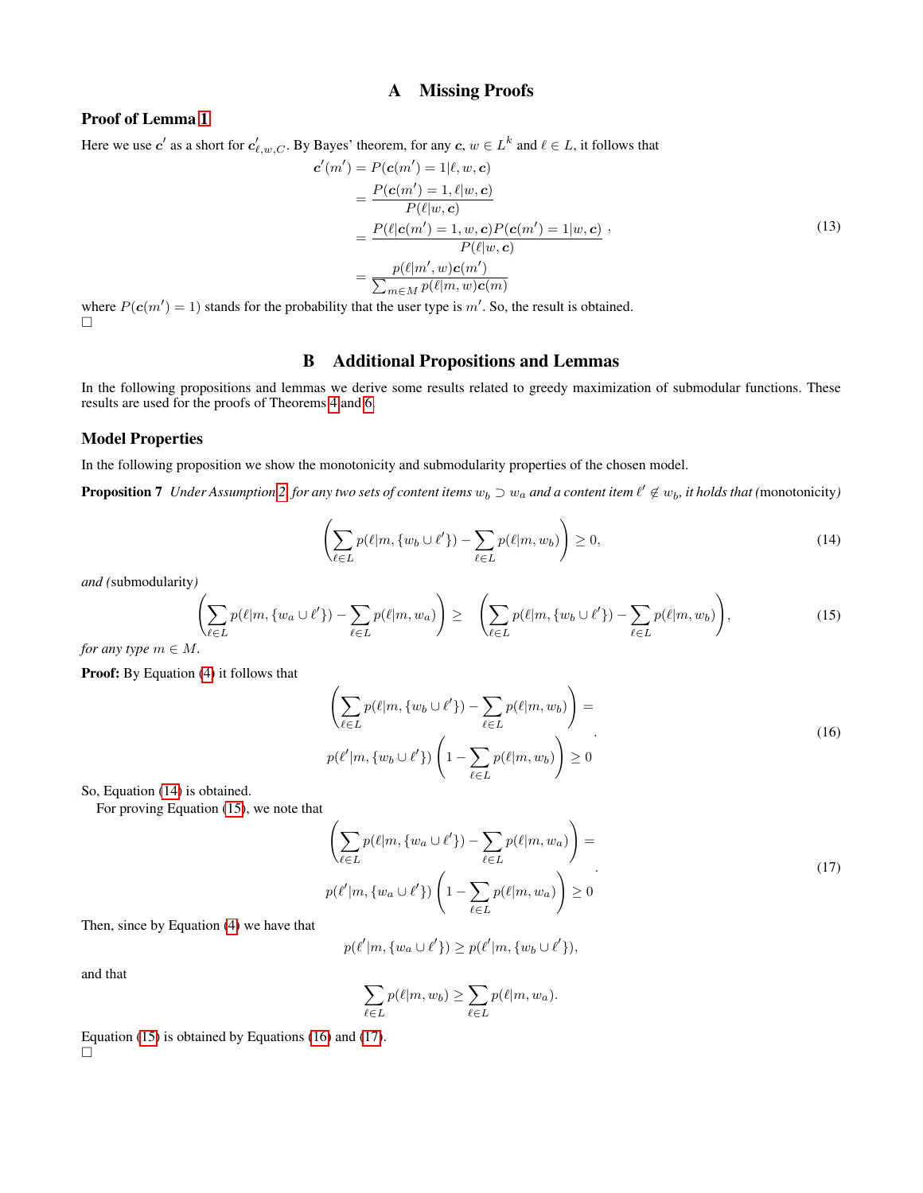# A Missing Proofs

### Proof of Lemma 1

Here we use $\boldsymbol{c}'$ as a short for $\boldsymbol{c}'_{\ell,w,C}$. By Bayes' theorem, for any $\boldsymbol{c}$, $w \in L^k$ and $\ell \in L$, it follows that

$$
\begin{aligned}
\boldsymbol{c}'(m') &= P(\boldsymbol{c}(m') = 1|\ell, w, \boldsymbol{c}) \\
&= \frac{P(\boldsymbol{c}(m') = 1, \ell|w, \boldsymbol{c})}{P(\ell|w, \boldsymbol{c})} \\
&= \frac{P(\ell|\boldsymbol{c}(m') = 1, w, \boldsymbol{c})P(\boldsymbol{c}(m') = 1|w, \boldsymbol{c})}{P(\ell|w, \boldsymbol{c})}\ , \\
&= \frac{p(\ell|m', w)\boldsymbol{c}(m')}{\sum_{m \in M} p(\ell|m, w)\boldsymbol{c}(m)}
\end{aligned}
\tag{13}
$$

where $P(\boldsymbol{c}(m') = 1)$ stands for the probability that the user type is $m'$. So, the result is obtained.
□

# B Additional Propositions and Lemmas

In the following propositions and lemmas we derive some results related to greedy maximization of submodular functions. These results are used for the proofs of Theorems 4 and 6.

### Model Properties

In the following proposition we show the monotonicity and submodularity properties of the chosen model.

**Proposition 7** *Under Assumption 2, for any two sets of content items $w_b \supset w_a$ and a content item $\ell' \notin w_b$, it holds that* (monotonicity)

$$
\left( \sum_{\ell \in L} p(\ell|m, \{w_b \cup \ell'\}) - \sum_{\ell \in L} p(\ell|m, w_b) \right) \geq 0,
\tag{14}
$$

*and* (submodularity)

$$
\left( \sum_{\ell \in L} p(\ell|m, \{w_a \cup \ell'\}) - \sum_{\ell \in L} p(\ell|m, w_a) \right) \geq \left( \sum_{\ell \in L} p(\ell|m, \{w_b \cup \ell'\}) - \sum_{\ell \in L} p(\ell|m, w_b) \right),
\tag{15}
$$

*for any type $m \in M$.*

**Proof:** By Equation (4) it follows that

$$
\begin{aligned}
&\left( \sum_{\ell \in L} p(\ell|m, \{w_b \cup \ell'\}) - \sum_{\ell \in L} p(\ell|m, w_b) \right) = \\
&p(\ell'|m, \{w_b \cup \ell'\}) \left( 1 - \sum_{\ell \in L} p(\ell|m, w_b) \right) \geq 0
\end{aligned}\ .
\tag{16}
$$

So, Equation (14) is obtained.

For proving Equation (15), we note that

$$
\begin{aligned}
&\left( \sum_{\ell \in L} p(\ell|m, \{w_a \cup \ell'\}) - \sum_{\ell \in L} p(\ell|m, w_a) \right) = \\
&p(\ell'|m, \{w_a \cup \ell'\}) \left( 1 - \sum_{\ell \in L} p(\ell|m, w_a) \right) \geq 0
\end{aligned}\ .
\tag{17}
$$

Then, since by Equation (4) we have that

$$
p(\ell'|m, \{w_a \cup \ell'\}) \geq p(\ell'|m, \{w_b \cup \ell'\}),
$$

and that

$$
\sum_{\ell \in L} p(\ell|m, w_b) \geq \sum_{\ell \in L} p(\ell|m, w_a).
$$

Equation (15) is obtained by Equations (16) and (17).
□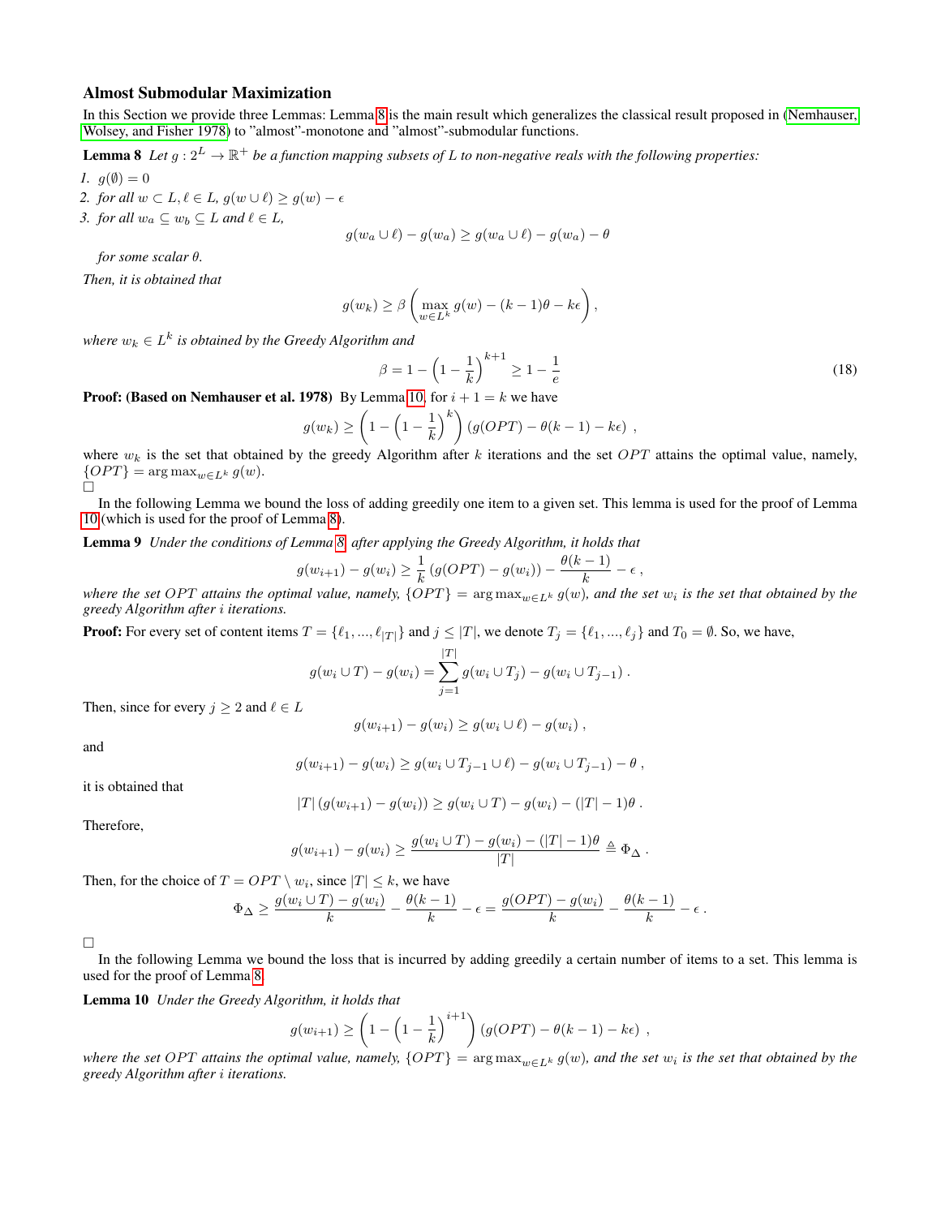### Almost Submodular Maximization

In this Section we provide three Lemmas: Lemma 8 is the main result which generalizes the classical result proposed in (Nemhauser, Wolsey, and Fisher 1978) to "almost"-monotone and "almost"-submodular functions.

**Lemma 8** *Let $g : 2^L \to \mathbb{R}^+$ be a function mapping subsets of $L$ to non-negative reals with the following properties:*

1. $g(\emptyset) = 0$
2. *for all $w \subset L, \ell \in L$, $g(w \cup \ell) \geq g(w) - \epsilon$*
3. *for all $w_a \subseteq w_b \subseteq L$ and $\ell \in L$,*

$$g(w_a \cup \ell) - g(w_a) \geq g(w_a \cup \ell) - g(w_a) - \theta$$

   *for some scalar $\theta$.*

*Then, it is obtained that*

$$g(w_k) \geq \beta \left( \max_{w \in L^k} g(w) - (k-1)\theta - k\epsilon \right),$$

*where $w_k \in L^k$ is obtained by the Greedy Algorithm and*

$$\beta = 1 - \left(1 - \frac{1}{k}\right)^{k+1} \geq 1 - \frac{1}{e} \tag{18}$$

**Proof: (Based on Nemhauser et al. 1978)** By Lemma 10, for $i + 1 = k$ we have

$$g(w_k) \geq \left(1 - \left(1 - \frac{1}{k}\right)^k\right) (g(OPT) - \theta(k-1) - k\epsilon) \ ,$$

where $w_k$ is the set that obtained by the greedy Algorithm after $k$ iterations and the set $OPT$ attains the optimal value, namely, $\{OPT\} = \arg\max_{w \in L^k} g(w)$.
□

In the following Lemma we bound the loss of adding greedily one item to a given set. This lemma is used for the proof of Lemma 10 (which is used for the proof of Lemma 8).

**Lemma 9** *Under the conditions of Lemma 8, after applying the Greedy Algorithm, it holds that*

$$g(w_{i+1}) - g(w_i) \geq \frac{1}{k} (g(OPT) - g(w_i)) - \frac{\theta(k-1)}{k} - \epsilon \ ,$$

*where the set $OPT$ attains the optimal value, namely, $\{OPT\} = \arg\max_{w \in L^k} g(w)$, and the set $w_i$ is the set that obtained by the greedy Algorithm after $i$ iterations.*

**Proof:** For every set of content items $T = \{\ell_1, ..., \ell_{|T|}\}$ and $j \leq |T|$, we denote $T_j = \{\ell_1, ..., \ell_j\}$ and $T_0 = \emptyset$. So, we have,

$$g(w_i \cup T) - g(w_i) = \sum_{j=1}^{|T|} g(w_i \cup T_j) - g(w_i \cup T_{j-1}) \ .$$

Then, since for every $j \geq 2$ and $\ell \in L$

$$g(w_{i+1}) - g(w_i) \geq g(w_i \cup \ell) - g(w_i) \ ,$$

and

$$g(w_{i+1}) - g(w_i) \geq g(w_i \cup T_{j-1} \cup \ell) - g(w_i \cup T_{j-1}) - \theta \ ,$$

it is obtained that

$$|T| \left(g(w_{i+1}) - g(w_i)\right) \geq g(w_i \cup T) - g(w_i) - (|T| - 1)\theta \ .$$

Therefore,

$$g(w_{i+1}) - g(w_i) \geq \frac{g(w_i \cup T) - g(w_i) - (|T| - 1)\theta}{|T|} \triangleq \Phi_\Delta \ .$$

Then, for the choice of $T = OPT \setminus w_i$, since $|T| \leq k$, we have

$$\Phi_\Delta \geq \frac{g(w_i \cup T) - g(w_i)}{k} - \frac{\theta(k-1)}{k} - \epsilon = \frac{g(OPT) - g(w_i)}{k} - \frac{\theta(k-1)}{k} - \epsilon \ .$$

□

In the following Lemma we bound the loss that is incurred by adding greedily a certain number of items to a set. This lemma is used for the proof of Lemma 8.

**Lemma 10** *Under the Greedy Algorithm, it holds that*

$$g(w_{i+1}) \geq \left(1 - \left(1 - \frac{1}{k}\right)^{i+1}\right) (g(OPT) - \theta(k-1) - k\epsilon) \ ,$$

*where the set $OPT$ attains the optimal value, namely, $\{OPT\} = \arg\max_{w \in L^k} g(w)$, and the set $w_i$ is the set that obtained by the greedy Algorithm after $i$ iterations.*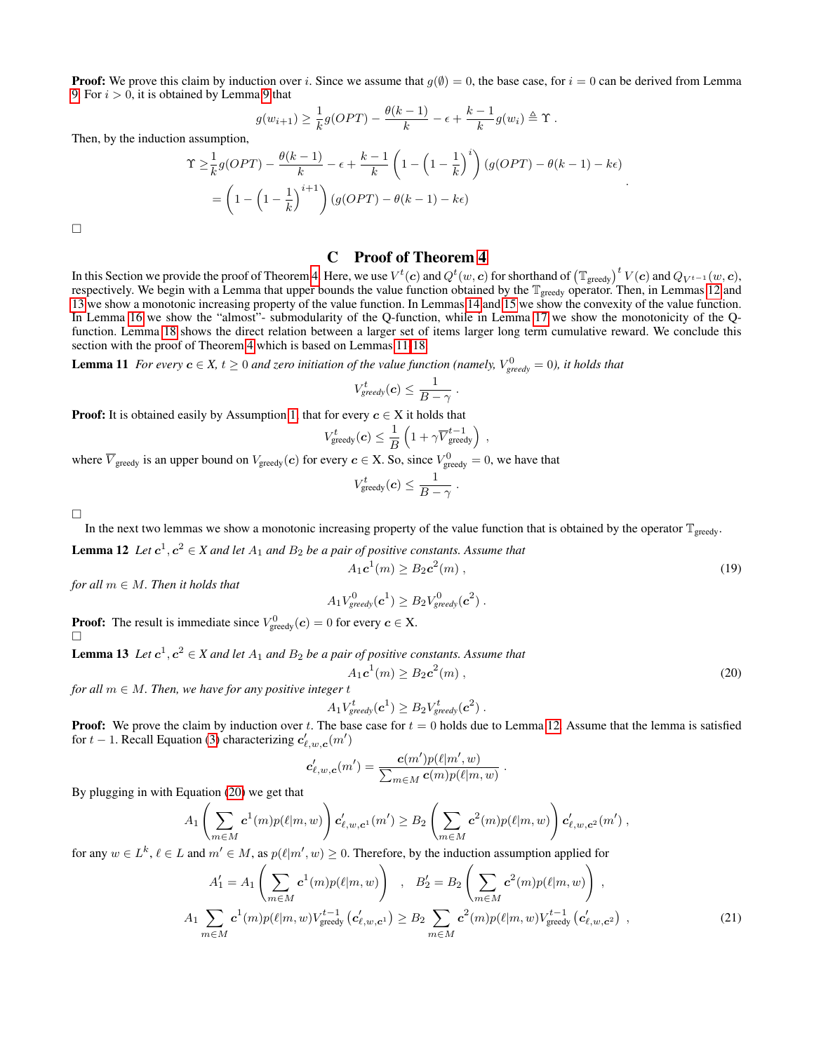**Proof:** We prove this claim by induction over $i$. Since we assume that $g(\emptyset) = 0$, the base case, for $i = 0$ can be derived from Lemma 9. For $i > 0$, it is obtained by Lemma 9 that

$$g(w_{i+1}) \geq \frac{1}{k} g(OPT) - \frac{\theta(k-1)}{k} - \epsilon + \frac{k-1}{k} g(w_i) \triangleq \Upsilon \ .$$

Then, by the induction assumption,

$$\begin{aligned}
\Upsilon &\geq \frac{1}{k} g(OPT) - \frac{\theta(k-1)}{k} - \epsilon + \frac{k-1}{k}\left(1 - \left(1 - \frac{1}{k}\right)^i\right)(g(OPT) - \theta(k-1) - k\epsilon) \\
&= \left(1 - \left(1 - \frac{1}{k}\right)^{i+1}\right)(g(OPT) - \theta(k-1) - k\epsilon)
\end{aligned} \ .$$

□

# C Proof of Theorem 4

In this Section we provide the proof of Theorem 4. Here, we use $V^t(\boldsymbol{c})$ and $Q^t(w, \boldsymbol{c})$ for shorthand of $\left(\mathbb{T}_{\text{greedy}}\right)^t V(\boldsymbol{c})$ and $Q_{V^{t-1}}(w, \boldsymbol{c})$, respectively. We begin with a Lemma that upper bounds the value function obtained by the $\mathbb{T}_{\text{greedy}}$ operator. Then, in Lemmas 12 and 13 we show a monotonic increasing property of the value function. In Lemmas 14 and 15 we show the convexity of the value function. In Lemma 16 we show the "almost"- submodularity of the Q-function, while in Lemma 17 we show the monotonicity of the Q-function. Lemma 18 shows the direct relation between a larger set of items larger long term cumulative reward. We conclude this section with the proof of Theorem 4 which is based on Lemmas 11-18.

**Lemma 11** *For every $\boldsymbol{c} \in X$, $t \geq 0$ and zero initiation of the value function (namely, $V^0_{greedy} = 0$), it holds that*

$$V^t_{greedy}(\boldsymbol{c}) \leq \frac{1}{B - \gamma} \ .$$

**Proof:** It is obtained easily by Assumption 1, that for every $\boldsymbol{c} \in \mathrm{X}$ it holds that

$$V^t_{\text{greedy}}(\boldsymbol{c}) \leq \frac{1}{B}\left(1 + \gamma \overline{V}^{t-1}_{\text{greedy}}\right) \ ,$$

where $\overline{V}_{\text{greedy}}$ is an upper bound on $V_{\text{greedy}}(\boldsymbol{c})$ for every $\boldsymbol{c} \in \mathrm{X}$. So, since $V^0_{\text{greedy}} = 0$, we have that

$$V^t_{\text{greedy}}(\boldsymbol{c}) \leq \frac{1}{B - \gamma} \ .$$

□

In the next two lemmas we show a monotonic increasing property of the value function that is obtained by the operator $\mathbb{T}_{\text{greedy}}$.

**Lemma 12** *Let $\boldsymbol{c}^1, \boldsymbol{c}^2 \in X$ and let $A_1$ and $B_2$ be a pair of positive constants. Assume that*

$$A_1 \boldsymbol{c}^1(m) \geq B_2 \boldsymbol{c}^2(m) \ , \tag{19}$$

*for all $m \in M$. Then it holds that*

$$A_1 V^0_{greedy}(\boldsymbol{c}^1) \geq B_2 V^0_{greedy}(\boldsymbol{c}^2) \ .$$

**Proof:** The result is immediate since $V^0_{\text{greedy}}(\boldsymbol{c}) = 0$ for every $\boldsymbol{c} \in \mathrm{X}$.
□

**Lemma 13** *Let $\boldsymbol{c}^1, \boldsymbol{c}^2 \in X$ and let $A_1$ and $B_2$ be a pair of positive constants. Assume that*

$$A_1 \boldsymbol{c}^1(m) \geq B_2 \boldsymbol{c}^2(m) \ , \tag{20}$$

*for all $m \in M$. Then, we have for any positive integer $t$*

$$A_1 V^t_{greedy}(\boldsymbol{c}^1) \geq B_2 V^t_{greedy}(\boldsymbol{c}^2) \ .$$

**Proof:** We prove the claim by induction over $t$. The base case for $t = 0$ holds due to Lemma 12. Assume that the lemma is satisfied for $t - 1$. Recall Equation (3) characterizing $\boldsymbol{c}'_{\ell,w,\boldsymbol{c}}(m')$

$$\boldsymbol{c}'_{\ell,w,\boldsymbol{c}}(m') = \frac{\boldsymbol{c}(m')p(\ell|m', w)}{\sum_{m \in M} \boldsymbol{c}(m)p(\ell|m, w)} \ .$$

By plugging in with Equation (20) we get that

$$A_1 \left(\sum_{m \in M} \boldsymbol{c}^1(m)p(\ell|m, w)\right) \boldsymbol{c}'_{\ell,w,\boldsymbol{c}^1}(m') \geq B_2 \left(\sum_{m \in M} \boldsymbol{c}^2(m)p(\ell|m, w)\right) \boldsymbol{c}'_{\ell,w,\boldsymbol{c}^2}(m') \ ,$$

for any $w \in L^k$, $\ell \in L$ and $m' \in M$, as $p(\ell|m', w) \geq 0$. Therefore, by the induction assumption applied for

$$A'_1 = A_1 \left(\sum_{m \in M} \boldsymbol{c}^1(m)p(\ell|m, w)\right) \quad , \quad B'_2 = B_2 \left(\sum_{m \in M} \boldsymbol{c}^2(m)p(\ell|m, w)\right) \ ,$$

$$A_1 \sum_{m \in M} \boldsymbol{c}^1(m)p(\ell|m, w)V^{t-1}_{\text{greedy}}\left(\boldsymbol{c}'_{\ell,w,\boldsymbol{c}^1}\right) \geq B_2 \sum_{m \in M} \boldsymbol{c}^2(m)p(\ell|m, w)V^{t-1}_{\text{greedy}}\left(\boldsymbol{c}'_{\ell,w,\boldsymbol{c}^2}\right) \ , \tag{21}$$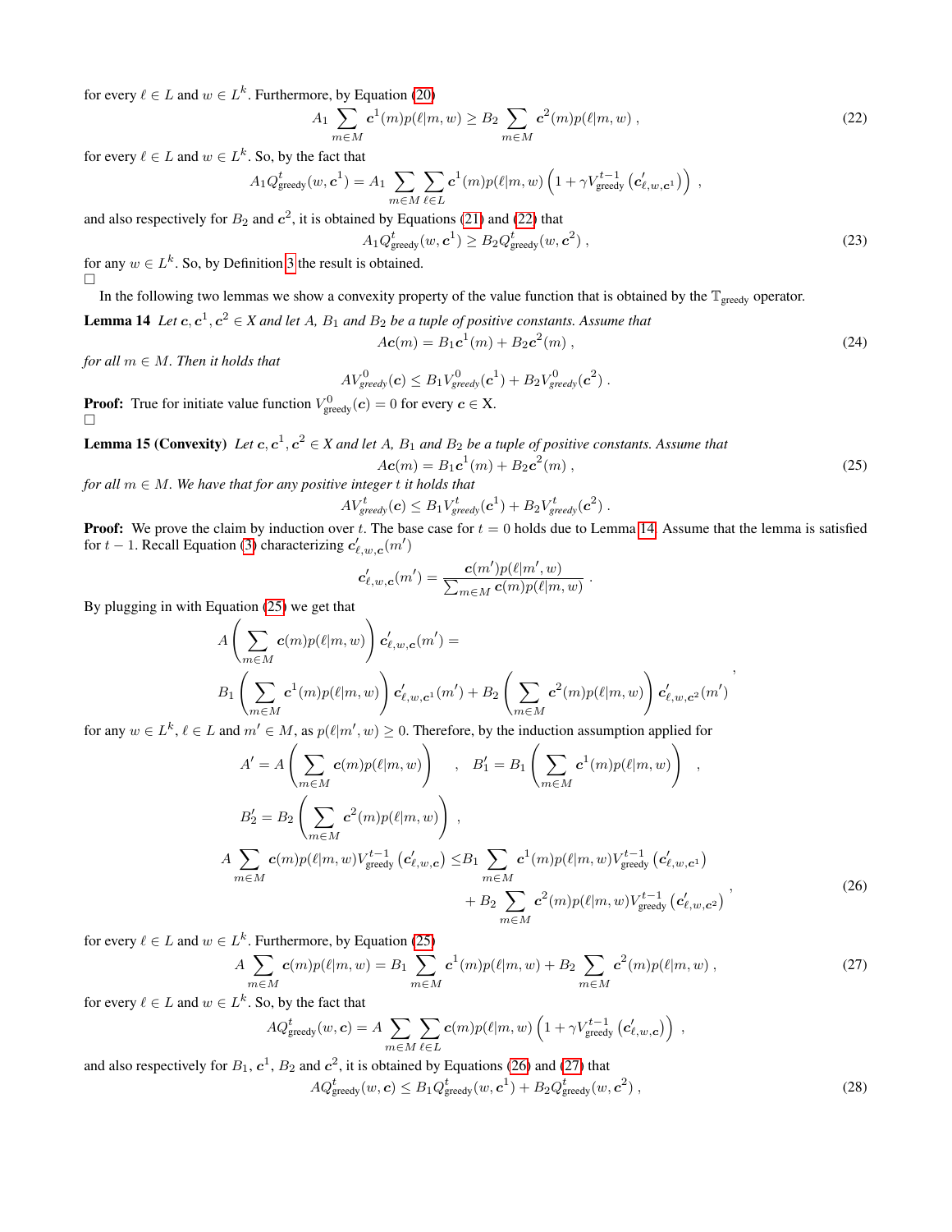for every $\ell \in L$ and $w \in L^k$. Furthermore, by Equation (20)

$$A_1 \sum_{m \in M} \boldsymbol{c}^1(m) p(\ell|m, w) \geq B_2 \sum_{m \in M} \boldsymbol{c}^2(m) p(\ell|m, w) \ , \tag{22}$$

for every $\ell \in L$ and $w \in L^k$. So, by the fact that

$$A_1 Q^t_{\text{greedy}}(w, \boldsymbol{c}^1) = A_1 \sum_{m \in M} \sum_{\ell \in L} \boldsymbol{c}^1(m) p(\ell|m, w) \left(1 + \gamma V^{t-1}_{\text{greedy}}\left(\boldsymbol{c}'_{\ell, w, \boldsymbol{c}^1}\right)\right) \ ,$$

and also respectively for $B_2$ and $\boldsymbol{c}^2$, it is obtained by Equations (21) and (22) that

$$A_1 Q^t_{\text{greedy}}(w, \boldsymbol{c}^1) \geq B_2 Q^t_{\text{greedy}}(w, \boldsymbol{c}^2) \ , \tag{23}$$

for any $w \in L^k$. So, by Definition 3 the result is obtained.
□

In the following two lemmas we show a convexity property of the value function that is obtained by the $\mathbb{T}_{\text{greedy}}$ operator.

**Lemma 14** *Let $\boldsymbol{c}, \boldsymbol{c}^1, \boldsymbol{c}^2 \in X$ and let $A$, $B_1$ and $B_2$ be a tuple of positive constants. Assume that*

$$A\boldsymbol{c}(m) = B_1 \boldsymbol{c}^1(m) + B_2 \boldsymbol{c}^2(m) \ , \tag{24}$$

*for all $m \in M$. Then it holds that*

$$A V^0_{greedy}(\boldsymbol{c}) \leq B_1 V^0_{greedy}(\boldsymbol{c}^1) + B_2 V^0_{greedy}(\boldsymbol{c}^2) \ .$$

**Proof:** True for initiate value function $V^0_{\text{greedy}}(\boldsymbol{c}) = 0$ for every $\boldsymbol{c} \in$ X.
□

**Lemma 15 (Convexity)** *Let $\boldsymbol{c}, \boldsymbol{c}^1, \boldsymbol{c}^2 \in X$ and let $A$, $B_1$ and $B_2$ be a tuple of positive constants. Assume that*

$$A\boldsymbol{c}(m) = B_1 \boldsymbol{c}^1(m) + B_2 \boldsymbol{c}^2(m) \ , \tag{25}$$

*for all $m \in M$. We have that for any positive integer $t$ it holds that*

$$A V^t_{greedy}(\boldsymbol{c}) \leq B_1 V^t_{greedy}(\boldsymbol{c}^1) + B_2 V^t_{greedy}(\boldsymbol{c}^2) \ .$$

**Proof:** We prove the claim by induction over $t$. The base case for $t = 0$ holds due to Lemma 14. Assume that the lemma is satisfied for $t - 1$. Recall Equation (3) characterizing $\boldsymbol{c}'_{\ell, w, \boldsymbol{c}}(m')$

$$\boldsymbol{c}'_{\ell, w, \boldsymbol{c}}(m') = \frac{\boldsymbol{c}(m') p(\ell|m', w)}{\sum_{m \in M} \boldsymbol{c}(m) p(\ell|m, w)} \ .$$

By plugging in with Equation (25) we get that

$$\begin{gathered}
A \left(\sum_{m \in M} \boldsymbol{c}(m) p(\ell|m, w)\right) \boldsymbol{c}'_{\ell, w, \boldsymbol{c}}(m') = \\
B_1 \left(\sum_{m \in M} \boldsymbol{c}^1(m) p(\ell|m, w)\right) \boldsymbol{c}'_{\ell, w, \boldsymbol{c}^1}(m') + B_2 \left(\sum_{m \in M} \boldsymbol{c}^2(m) p(\ell|m, w)\right) \boldsymbol{c}'_{\ell, w, \boldsymbol{c}^2}(m')
\end{gathered} \ ,$$

for any $w \in L^k$, $\ell \in L$ and $m' \in M$, as $p(\ell|m', w) \geq 0$. Therefore, by the induction assumption applied for

$$A' = A \left(\sum_{m \in M} \boldsymbol{c}(m) p(\ell|m, w)\right) \quad , \quad B'_1 = B_1 \left(\sum_{m \in M} \boldsymbol{c}^1(m) p(\ell|m, w)\right) \quad ,$$

$$B'_2 = B_2 \left(\sum_{m \in M} \boldsymbol{c}^2(m) p(\ell|m, w)\right) \ ,$$

$$\begin{aligned}
A \sum_{m \in M} \boldsymbol{c}(m) p(\ell|m, w) V^{t-1}_{\text{greedy}}\left(\boldsymbol{c}'_{\ell, w, \boldsymbol{c}}\right) \leq & B_1 \sum_{m \in M} \boldsymbol{c}^1(m) p(\ell|m, w) V^{t-1}_{\text{greedy}}\left(\boldsymbol{c}'_{\ell, w, \boldsymbol{c}^1}\right) \\
& + B_2 \sum_{m \in M} \boldsymbol{c}^2(m) p(\ell|m, w) V^{t-1}_{\text{greedy}}\left(\boldsymbol{c}'_{\ell, w, \boldsymbol{c}^2}\right)
\end{aligned} \ , \tag{26}$$

for every $\ell \in L$ and $w \in L^k$. Furthermore, by Equation (25)

$$A \sum_{m \in M} \boldsymbol{c}(m) p(\ell|m, w) = B_1 \sum_{m \in M} \boldsymbol{c}^1(m) p(\ell|m, w) + B_2 \sum_{m \in M} \boldsymbol{c}^2(m) p(\ell|m, w) \ , \tag{27}$$

for every $\ell \in L$ and $w \in L^k$. So, by the fact that

$$A Q^t_{\text{greedy}}(w, \boldsymbol{c}) = A \sum_{m \in M} \sum_{\ell \in L} \boldsymbol{c}(m) p(\ell|m, w) \left(1 + \gamma V^{t-1}_{\text{greedy}}\left(\boldsymbol{c}'_{\ell, w, \boldsymbol{c}}\right)\right) \ ,$$

and also respectively for $B_1$, $\boldsymbol{c}^1$, $B_2$ and $\boldsymbol{c}^2$, it is obtained by Equations (26) and (27) that

$$A Q^t_{\text{greedy}}(w, \boldsymbol{c}) \leq B_1 Q^t_{\text{greedy}}(w, \boldsymbol{c}^1) + B_2 Q^t_{\text{greedy}}(w, \boldsymbol{c}^2) \ , \tag{28}$$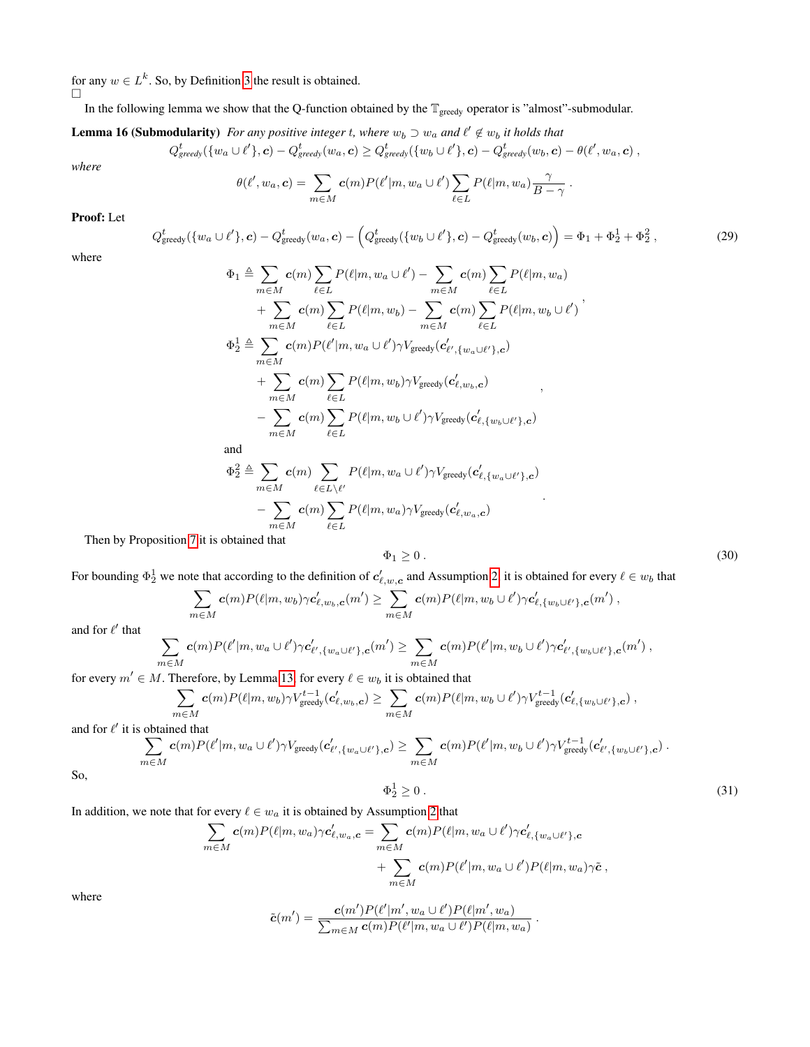for any $w \in L^k$. So, by Definition 3 the result is obtained.
□

In the following lemma we show that the Q-function obtained by the $\mathbb{T}_{\text{greedy}}$ operator is "almost"-submodular.

**Lemma 16 (Submodularity)** *For any positive integer $t$, where $w_b \supset w_a$ and $\ell' \notin w_b$ it holds that*

$$Q^t_{greedy}(\{w_a \cup \ell'\}, \boldsymbol{c}) - Q^t_{greedy}(w_a, \boldsymbol{c}) \geq Q^t_{greedy}(\{w_b \cup \ell'\}, \boldsymbol{c}) - Q^t_{greedy}(w_b, \boldsymbol{c}) - \theta(\ell', w_a, \boldsymbol{c}) ,$$

*where*

$$\theta(\ell', w_a, \boldsymbol{c}) = \sum_{m \in M} \boldsymbol{c}(m) P(\ell'|m, w_a \cup \ell') \sum_{\ell \in L} P(\ell|m, w_a) \frac{\gamma}{B - \gamma} .$$

**Proof:** Let

$$Q^t_{\text{greedy}}(\{w_a \cup \ell'\}, \boldsymbol{c}) - Q^t_{\text{greedy}}(w_a, \boldsymbol{c}) - \Big(Q^t_{\text{greedy}}(\{w_b \cup \ell'\}, \boldsymbol{c}) - Q^t_{\text{greedy}}(w_b, \boldsymbol{c})\Big) = \Phi_1 + \Phi_2^1 + \Phi_2^2 , \tag{29}$$

where

$$\begin{aligned}
\Phi_1 &\triangleq \sum_{m \in M} \boldsymbol{c}(m) \sum_{\ell \in L} P(\ell|m, w_a \cup \ell') - \sum_{m \in M} \boldsymbol{c}(m) \sum_{\ell \in L} P(\ell|m, w_a) \\
&\quad + \sum_{m \in M} \boldsymbol{c}(m) \sum_{\ell \in L} P(\ell|m, w_b) - \sum_{m \in M} \boldsymbol{c}(m) \sum_{\ell \in L} P(\ell|m, w_b \cup \ell') ,
\end{aligned}$$

$$\begin{aligned}
\Phi_2^1 &\triangleq \sum_{m \in M} \boldsymbol{c}(m) P(\ell'|m, w_a \cup \ell') \gamma V_{\text{greedy}}(\boldsymbol{c}'_{\ell', \{w_a \cup \ell'\}, \boldsymbol{c}}) \\
&\quad + \sum_{m \in M} \boldsymbol{c}(m) \sum_{\ell \in L} P(\ell|m, w_b) \gamma V_{\text{greedy}}(\boldsymbol{c}'_{\ell, w_b, \boldsymbol{c}}) \\
&\quad - \sum_{m \in M} \boldsymbol{c}(m) \sum_{\ell \in L} P(\ell|m, w_b \cup \ell') \gamma V_{\text{greedy}}(\boldsymbol{c}'_{\ell, \{w_b \cup \ell'\}, \boldsymbol{c}}) ,
\end{aligned}$$

and

$$\begin{aligned}
\Phi_2^2 &\triangleq \sum_{m \in M} \boldsymbol{c}(m) \sum_{\ell \in L \setminus \ell'} P(\ell|m, w_a \cup \ell') \gamma V_{\text{greedy}}(\boldsymbol{c}'_{\ell, \{w_a \cup \ell'\}, \boldsymbol{c}}) \\
&\quad - \sum_{m \in M} \boldsymbol{c}(m) \sum_{\ell \in L} P(\ell|m, w_a) \gamma V_{\text{greedy}}(\boldsymbol{c}'_{\ell, w_a, \boldsymbol{c}}) .
\end{aligned}$$

Then by Proposition 7 it is obtained that

$$\Phi_1 \geq 0 . \tag{30}$$

For bounding $\Phi_2^1$ we note that according to the definition of $\boldsymbol{c}'_{\ell, w, \boldsymbol{c}}$ and Assumption 2, it is obtained for every $\ell \in w_b$ that

$$\sum_{m \in M} \boldsymbol{c}(m) P(\ell|m, w_b) \gamma \boldsymbol{c}'_{\ell, w_b, \boldsymbol{c}}(m') \geq \sum_{m \in M} \boldsymbol{c}(m) P(\ell|m, w_b \cup \ell') \gamma \boldsymbol{c}'_{\ell, \{w_b \cup \ell'\}, \boldsymbol{c}}(m') ,$$

and for $\ell'$ that

$$\sum_{m \in M} \boldsymbol{c}(m) P(\ell'|m, w_a \cup \ell') \gamma \boldsymbol{c}'_{\ell', \{w_a \cup \ell'\}, \boldsymbol{c}}(m') \geq \sum_{m \in M} \boldsymbol{c}(m) P(\ell'|m, w_b \cup \ell') \gamma \boldsymbol{c}'_{\ell', \{w_b \cup \ell'\}, \boldsymbol{c}}(m') ,$$

for every $m' \in M$. Therefore, by Lemma 13, for every $\ell \in w_b$ it is obtained that

$$\sum_{m \in M} \boldsymbol{c}(m) P(\ell|m, w_b) \gamma V^{t-1}_{\text{greedy}}(\boldsymbol{c}'_{\ell, w_b, \boldsymbol{c}}) \geq \sum_{m \in M} \boldsymbol{c}(m) P(\ell|m, w_b \cup \ell') \gamma V^{t-1}_{\text{greedy}}(\boldsymbol{c}'_{\ell, \{w_b \cup \ell'\}, \boldsymbol{c}}) ,$$

and for $\ell'$ it is obtained that

$$\sum_{m \in M} \boldsymbol{c}(m) P(\ell'|m, w_a \cup \ell') \gamma V_{\text{greedy}}(\boldsymbol{c}'_{\ell', \{w_a \cup \ell'\}, \boldsymbol{c}}) \geq \sum_{m \in M} \boldsymbol{c}(m) P(\ell'|m, w_b \cup \ell') \gamma V^{t-1}_{\text{greedy}}(\boldsymbol{c}'_{\ell', \{w_b \cup \ell'\}, \boldsymbol{c}}) .$$

So,

$$\Phi_2^1 \geq 0 . \tag{31}$$

In addition, we note that for every $\ell \in w_a$ it is obtained by Assumption 2 that

$$\begin{aligned}
\sum_{m \in M} \boldsymbol{c}(m) P(\ell|m, w_a) \gamma \boldsymbol{c}'_{\ell, w_a, \boldsymbol{c}} &= \sum_{m \in M} \boldsymbol{c}(m) P(\ell|m, w_a \cup \ell') \gamma \boldsymbol{c}'_{\ell, \{w_a \cup \ell'\}, \boldsymbol{c}} \\
&\quad + \sum_{m \in M} \boldsymbol{c}(m) P(\ell'|m, w_a \cup \ell') P(\ell|m, w_a) \gamma \tilde{\boldsymbol{c}} ,
\end{aligned}$$

where

$$\tilde{\boldsymbol{c}}(m') = \frac{\boldsymbol{c}(m') P(\ell'|m', w_a \cup \ell') P(\ell|m', w_a)}{\sum_{m \in M} \boldsymbol{c}(m) P(\ell'|m, w_a \cup \ell') P(\ell|m, w_a)} .$$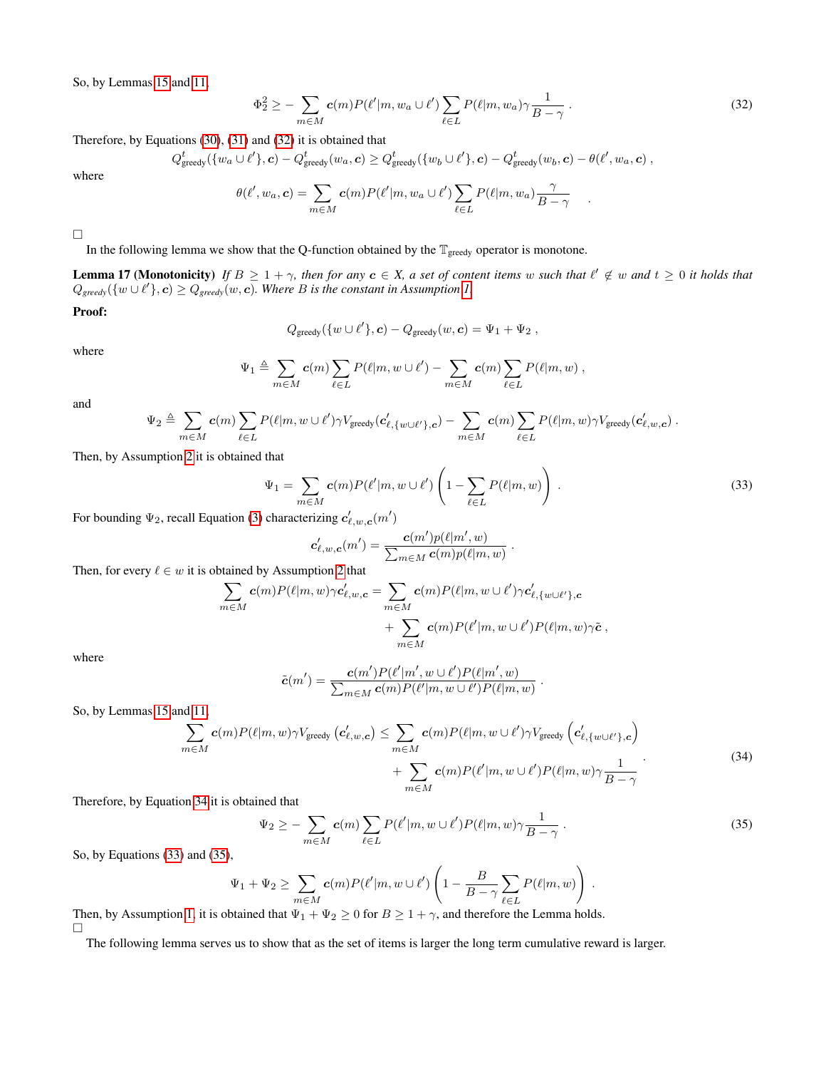So, by Lemmas 15 and 11,

$$\Phi_2^2 \geq -\sum_{m\in M} \boldsymbol{c}(m) P(\ell'|m, w_a \cup \ell') \sum_{\ell \in L} P(\ell|m, w_a)\gamma \frac{1}{B-\gamma} \,. \tag{32}$$

Therefore, by Equations (30), (31) and (32) it is obtained that

$$Q^t_{\text{greedy}}(\{w_a \cup \ell'\}, \boldsymbol{c}) - Q^t_{\text{greedy}}(w_a, \boldsymbol{c}) \geq Q^t_{\text{greedy}}(\{w_b \cup \ell'\}, \boldsymbol{c}) - Q^t_{\text{greedy}}(w_b, \boldsymbol{c}) - \theta(\ell', w_a, \boldsymbol{c}) \,,$$

where

$$\theta(\ell', w_a, \boldsymbol{c}) = \sum_{m\in M} \boldsymbol{c}(m) P(\ell'|m, w_a \cup \ell') \sum_{\ell \in L} P(\ell|m, w_a) \frac{\gamma}{B-\gamma} \quad .$$

□

In the following lemma we show that the Q-function obtained by the $\mathbb{T}_{\text{greedy}}$ operator is monotone.

**Lemma 17 (Monotonicity)** *If $B \geq 1+\gamma$, then for any $\boldsymbol{c} \in X$, a set of content items $w$ such that $\ell' \notin w$ and $t \geq 0$ it holds that $Q_{greedy}(\{w \cup \ell'\}, \boldsymbol{c}) \geq Q_{greedy}(w, \boldsymbol{c})$. Where $B$ is the constant in Assumption 1.*

**Proof:**

$$Q_{\text{greedy}}(\{w \cup \ell'\}, \boldsymbol{c}) - Q_{\text{greedy}}(w, \boldsymbol{c}) = \Psi_1 + \Psi_2 \,,$$

where

$$\Psi_1 \triangleq \sum_{m\in M} \boldsymbol{c}(m) \sum_{\ell\in L} P(\ell|m, w \cup \ell') - \sum_{m\in M} \boldsymbol{c}(m) \sum_{\ell\in L} P(\ell|m, w) \,,$$

and

$$\Psi_2 \triangleq \sum_{m\in M} \boldsymbol{c}(m) \sum_{\ell\in L} P(\ell|m, w\cup\ell')\gamma V_{\text{greedy}}(\boldsymbol{c}'_{\ell,\{w\cup\ell'\},\boldsymbol{c}}) - \sum_{m\in M} \boldsymbol{c}(m) \sum_{\ell\in L} P(\ell|m, w)\gamma V_{\text{greedy}}(\boldsymbol{c}'_{\ell,w,\boldsymbol{c}}) \,.$$

Then, by Assumption 2 it is obtained that

$$\Psi_1 = \sum_{m\in M} \boldsymbol{c}(m) P(\ell'|m, w\cup\ell') \left(1 - \sum_{\ell\in L} P(\ell|m, w)\right) \,. \tag{33}$$

For bounding $\Psi_2$, recall Equation (3) characterizing $\boldsymbol{c}'_{\ell,w,\boldsymbol{c}}(m')$

$$\boldsymbol{c}'_{\ell,w,\boldsymbol{c}}(m') = \frac{\boldsymbol{c}(m')p(\ell|m', w)}{\sum_{m\in M} \boldsymbol{c}(m)p(\ell|m, w)} \,.$$

Then, for every $\ell \in w$ it is obtained by Assumption 2 that

$$\begin{aligned}\sum_{m\in M} \boldsymbol{c}(m)P(\ell|m, w)\gamma \boldsymbol{c}'_{\ell,w,\boldsymbol{c}} = &\sum_{m\in M} \boldsymbol{c}(m)P(\ell|m, w\cup\ell')\gamma \boldsymbol{c}'_{\ell,\{w\cup\ell'\},\boldsymbol{c}} \\ &+ \sum_{m\in M} \boldsymbol{c}(m)P(\ell'|m, w\cup\ell')P(\ell|m, w)\gamma\tilde{\boldsymbol{c}} \,,\end{aligned}$$

where

$$\tilde{\boldsymbol{c}}(m') = \frac{\boldsymbol{c}(m')P(\ell'|m', w\cup\ell')P(\ell|m', w)}{\sum_{m\in M} \boldsymbol{c}(m)P(\ell'|m, w\cup\ell')P(\ell|m, w)} \,.$$

So, by Lemmas 15 and 11,

$$\begin{aligned}\sum_{m\in M} \boldsymbol{c}(m)P(\ell|m, w)\gamma V_{\text{greedy}}\left(\boldsymbol{c}'_{\ell,w,\boldsymbol{c}}\right) \leq &\sum_{m\in M} \boldsymbol{c}(m)P(\ell|m, w\cup\ell')\gamma V_{\text{greedy}}\left(\boldsymbol{c}'_{\ell,\{w\cup\ell'\},\boldsymbol{c}}\right) \\ &+ \sum_{m\in M} \boldsymbol{c}(m)P(\ell'|m, w\cup\ell')P(\ell|m, w)\gamma\frac{1}{B-\gamma}\end{aligned} \,. \tag{34}$$

Therefore, by Equation 34 it is obtained that

$$\Psi_2 \geq -\sum_{m\in M} \boldsymbol{c}(m) \sum_{\ell\in L} P(\ell'|m, w\cup\ell')P(\ell|m, w)\gamma\frac{1}{B-\gamma} \,. \tag{35}$$

So, by Equations (33) and (35),

$$\Psi_1 + \Psi_2 \geq \sum_{m\in M} \boldsymbol{c}(m)P(\ell'|m, w\cup\ell') \left(1 - \frac{B}{B-\gamma}\sum_{\ell\in L} P(\ell|m, w)\right) \,.$$

Then, by Assumption 1, it is obtained that $\Psi_1 + \Psi_2 \geq 0$ for $B \geq 1+\gamma$, and therefore the Lemma holds.

□

The following lemma serves us to show that as the set of items is larger the long term cumulative reward is larger.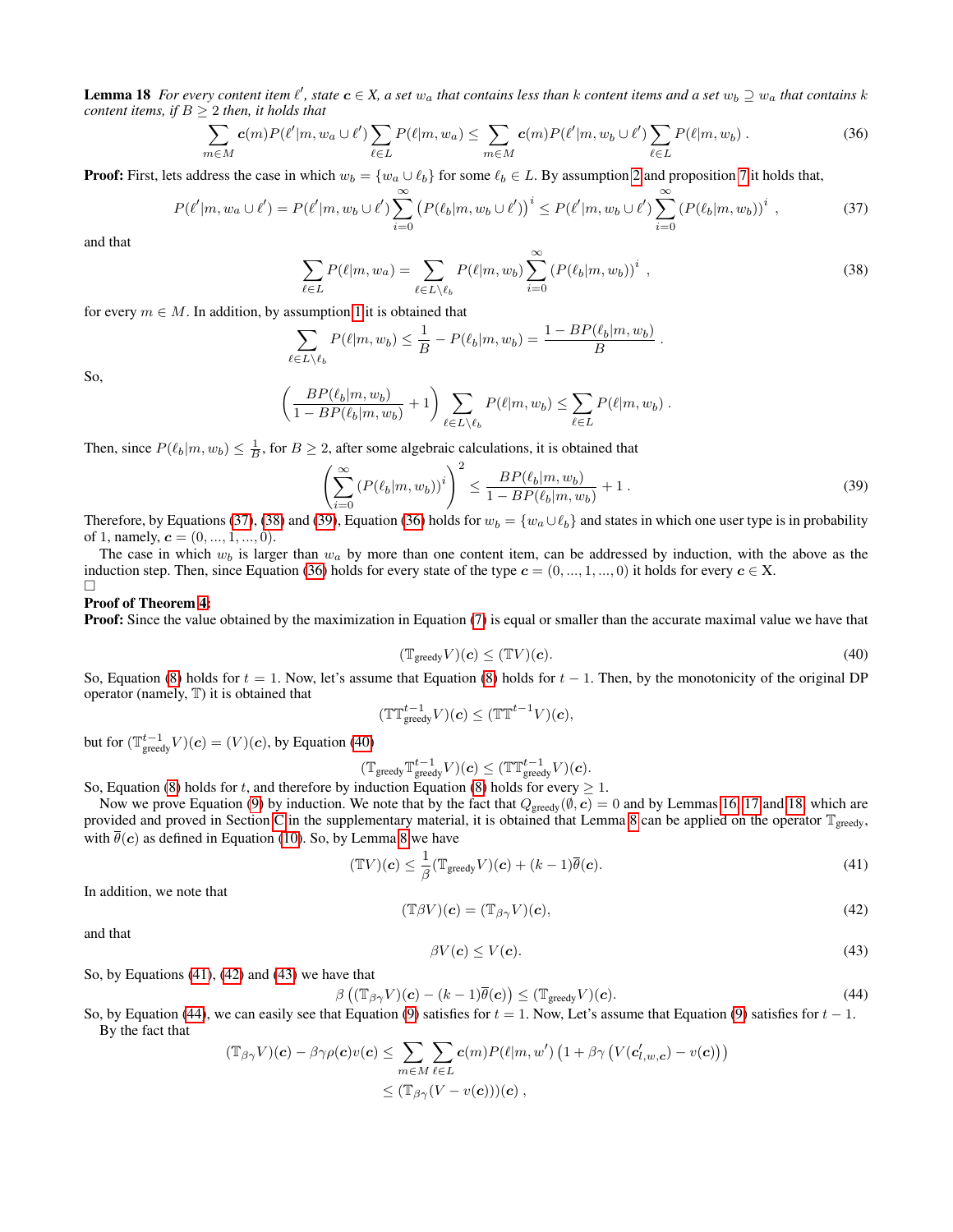**Lemma 18** *For every content item $\ell'$, state $\boldsymbol{c} \in X$, a set $w_a$ that contains less than $k$ content items and a set $w_b \supseteq w_a$ that contains $k$ content items, if $B \geq 2$ then, it holds that*

$$\sum_{m \in M} \boldsymbol{c}(m) P(\ell'|m, w_a \cup \ell') \sum_{\ell \in L} P(\ell|m, w_a) \leq \sum_{m \in M} \boldsymbol{c}(m) P(\ell'|m, w_b \cup \ell') \sum_{\ell \in L} P(\ell|m, w_b) \,. \tag{36}$$

**Proof:** First, lets address the case in which $w_b = \{w_a \cup \ell_b\}$ for some $\ell_b \in L$. By assumption 2 and proposition 7 it holds that,

$$P(\ell'|m, w_a \cup \ell') = P(\ell'|m, w_b \cup \ell') \sum_{i=0}^{\infty} \left(P(\ell_b|m, w_b \cup \ell')\right)^i \leq P(\ell'|m, w_b \cup \ell') \sum_{i=0}^{\infty} \left(P(\ell_b|m, w_b)\right)^i \,, \tag{37}$$

and that

$$\sum_{\ell \in L} P(\ell|m, w_a) = \sum_{\ell \in L \setminus \ell_b} P(\ell|m, w_b) \sum_{i=0}^{\infty} \left(P(\ell_b|m, w_b)\right)^i \,, \tag{38}$$

for every $m \in M$. In addition, by assumption 1 it is obtained that

$$\sum_{\ell \in L \setminus \ell_b} P(\ell|m, w_b) \leq \frac{1}{B} - P(\ell_b|m, w_b) = \frac{1 - BP(\ell_b|m, w_b)}{B} \,.$$

So,

$$\left(\frac{BP(\ell_b|m, w_b)}{1 - BP(\ell_b|m, w_b)} + 1\right) \sum_{\ell \in L \setminus \ell_b} P(\ell|m, w_b) \leq \sum_{\ell \in L} P(\ell|m, w_b) \,.$$

Then, since $P(\ell_b|m, w_b) \leq \frac{1}{B}$, for $B \geq 2$, after some algebraic calculations, it is obtained that

$$\left(\sum_{i=0}^{\infty} \left(P(\ell_b|m, w_b)\right)^i\right)^2 \leq \frac{BP(\ell_b|m, w_b)}{1 - BP(\ell_b|m, w_b)} + 1 \,. \tag{39}$$

Therefore, by Equations (37), (38) and (39), Equation (36) holds for $w_b = \{w_a \cup \ell_b\}$ and states in which one user type is in probability of 1, namely, $\boldsymbol{c} = (0, ..., 1, ..., 0)$.

The case in which $w_b$ is larger than $w_a$ by more than one content item, can be addressed by induction, with the above as the induction step. Then, since Equation (36) holds for every state of the type $\boldsymbol{c} = (0, ..., 1, ..., 0)$ it holds for every $\boldsymbol{c} \in$ X.

□

**Proof of Theorem 4:**

**Proof:** Since the value obtained by the maximization in Equation (7) is equal or smaller than the accurate maximal value we have that

$$(\mathbb{T}_{\text{greedy}} V)(\boldsymbol{c}) \leq (\mathbb{T} V)(\boldsymbol{c}). \tag{40}$$

So, Equation (8) holds for $t = 1$. Now, let's assume that Equation (8) holds for $t - 1$. Then, by the monotonicity of the original DP operator (namely, $\mathbb{T}$) it is obtained that

$$(\mathbb{T}\mathbb{T}_{\text{greedy}}^{t-1} V)(\boldsymbol{c}) \leq (\mathbb{T}\mathbb{T}^{t-1} V)(\boldsymbol{c}),$$

but for $(\mathbb{T}_{\text{greedy}}^{t-1} V)(\boldsymbol{c}) = (V)(\boldsymbol{c})$, by Equation (40)

$$(\mathbb{T}_{\text{greedy}} \mathbb{T}_{\text{greedy}}^{t-1} V)(\boldsymbol{c}) \leq (\mathbb{T}\mathbb{T}_{\text{greedy}}^{t-1} V)(\boldsymbol{c}).$$

So, Equation (8) holds for $t$, and therefore by induction Equation (8) holds for every $\geq 1$.

Now we prove Equation (9) by induction. We note that by the fact that $Q_{\text{greedy}}(\emptyset, \boldsymbol{c}) = 0$ and by Lemmas 16, 17 and 18, which are provided and proved in Section C in the supplementary material, it is obtained that Lemma 8 can be applied on the operator $\mathbb{T}_{\text{greedy}}$, with $\overline{\theta}(\boldsymbol{c})$ as defined in Equation (10). So, by Lemma 8 we have

$$(\mathbb{T}V)(\boldsymbol{c}) \leq \frac{1}{\beta}(\mathbb{T}_{\text{greedy}} V)(\boldsymbol{c}) + (k-1)\overline{\theta}(\boldsymbol{c}). \tag{41}$$

In addition, we note that

$$(\mathbb{T}\beta V)(\boldsymbol{c}) = (\mathbb{T}_{\beta\gamma} V)(\boldsymbol{c}), \tag{42}$$

and that

$$\beta V(\boldsymbol{c}) \leq V(\boldsymbol{c}). \tag{43}$$

So, by Equations (41), (42) and (43) we have that

$$\beta\left((\mathbb{T}_{\beta\gamma} V)(\boldsymbol{c}) - (k-1)\overline{\theta}(\boldsymbol{c})\right) \leq (\mathbb{T}_{\text{greedy}} V)(\boldsymbol{c}). \tag{44}$$

So, by Equation (44), we can easily see that Equation (9) satisfies for $t = 1$. Now, Let's assume that Equation (9) satisfies for $t - 1$.

By the fact that

$$\begin{aligned}
(\mathbb{T}_{\beta\gamma} V)(\boldsymbol{c}) - \beta\gamma\rho(\boldsymbol{c})v(\boldsymbol{c}) &\leq \sum_{m \in M} \sum_{\ell \in L} \boldsymbol{c}(m) P(\ell|m, w') \left(1 + \beta\gamma\left(V(\boldsymbol{c}'_{l,w,\boldsymbol{c}}) - v(\boldsymbol{c})\right)\right) \\
&\leq (\mathbb{T}_{\beta\gamma}(V - v(\boldsymbol{c})))(\boldsymbol{c}) \,,
\end{aligned}$$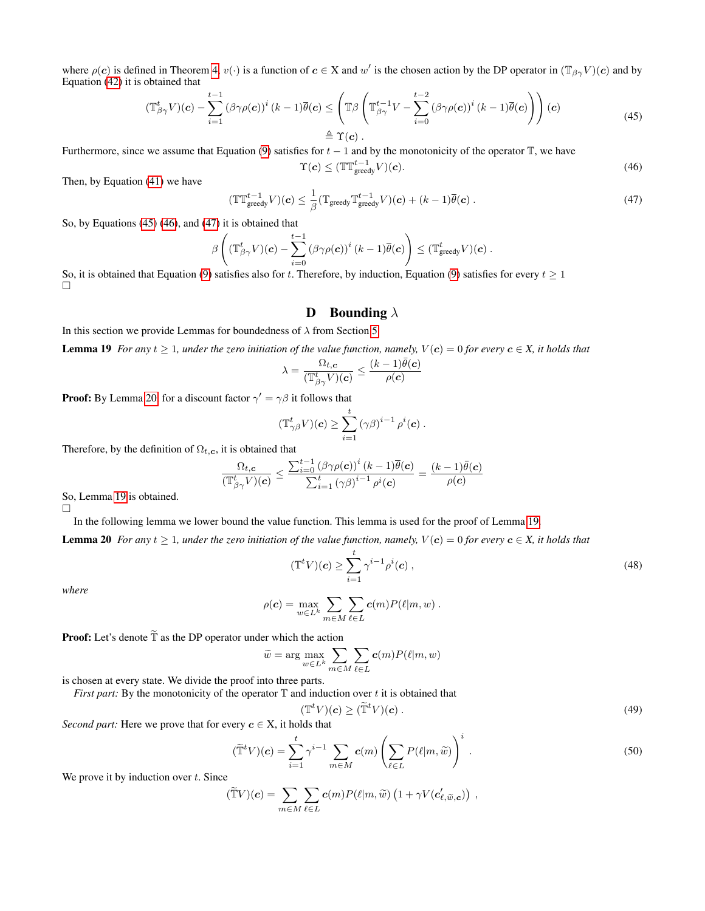where $\rho(\boldsymbol{c})$ is defined in Theorem 4, $v(\cdot)$ is a function of $\boldsymbol{c} \in \mathrm{X}$ and $w'$ is the chosen action by the DP operator in $(\mathbb{T}_{\beta\gamma}V)(\boldsymbol{c})$ and by Equation (42) it is obtained that

$$
(\mathbb{T}^t_{\beta\gamma}V)(\boldsymbol{c}) - \sum_{i=1}^{t-1} \left(\beta\gamma\rho(\boldsymbol{c})\right)^i (k-1)\overline{\theta}(\boldsymbol{c}) \leq \left(\mathbb{T}\beta\left(\mathbb{T}^{t-1}_{\beta\gamma}V - \sum_{i=0}^{t-2} \left(\beta\gamma\rho(\boldsymbol{c})\right)^i (k-1)\overline{\theta}(\boldsymbol{c})\right)\right)(\boldsymbol{c}) \triangleq \Upsilon(\boldsymbol{c}) \ . \tag{45}
$$

Furthermore, since we assume that Equation (9) satisfies for $t-1$ and by the monotonicity of the operator $\mathbb{T}$, we have

$$
\Upsilon(\boldsymbol{c}) \leq (\mathbb{T}\mathbb{T}^{t-1}_{\text{greedy}}V)(\boldsymbol{c}). \tag{46}
$$

Then, by Equation (41) we have

$$
(\mathbb{T}\mathbb{T}^{t-1}_{\text{greedy}}V)(\boldsymbol{c}) \leq \frac{1}{\beta}(\mathbb{T}_{\text{greedy}}\mathbb{T}^{t-1}_{\text{greedy}}V)(\boldsymbol{c}) + (k-1)\overline{\theta}(\boldsymbol{c}) \ . \tag{47}
$$

So, by Equations (45) (46), and (47) it is obtained that

$$
\beta\left((\mathbb{T}^t_{\beta\gamma}V)(\boldsymbol{c}) - \sum_{i=0}^{t-1} \left(\beta\gamma\rho(\boldsymbol{c})\right)^i (k-1)\overline{\theta}(\boldsymbol{c})\right) \leq (\mathbb{T}^t_{\text{greedy}}V)(\boldsymbol{c}) \ .
$$

So, it is obtained that Equation (9) satisfies also for $t$. Therefore, by induction, Equation (9) satisfies for every $t \geq 1$
□

# D Bounding $\lambda$

In this section we provide Lemmas for boundedness of $\lambda$ from Section 5.

**Lemma 19** *For any $t \geq 1$, under the zero initiation of the value function, namely, $V(\boldsymbol{c}) = 0$ for every $\boldsymbol{c} \in X$, it holds that*

$$
\lambda = \frac{\Omega_{t,\boldsymbol{c}}}{(\mathbb{T}^t_{\beta\gamma}V)(\boldsymbol{c})} \leq \frac{(k-1)\bar{\theta}(\boldsymbol{c})}{\rho(\boldsymbol{c})}
$$

**Proof:** By Lemma 20 for a discount factor $\gamma' = \gamma\beta$ it follows that

$$
(\mathbb{T}^t_{\gamma\beta}V)(\boldsymbol{c}) \geq \sum_{i=1}^{t} (\gamma\beta)^{i-1}\rho^i(\boldsymbol{c}) \ .
$$

Therefore, by the definition of $\Omega_{t,\boldsymbol{c}}$, it is obtained that

$$
\frac{\Omega_{t,\boldsymbol{c}}}{(\mathbb{T}^t_{\beta\gamma}V)(\boldsymbol{c})} \leq \frac{\sum_{i=0}^{t-1} \left(\beta\gamma\rho(\boldsymbol{c})\right)^i (k-1)\overline{\theta}(\boldsymbol{c})}{\sum_{i=1}^{t} (\gamma\beta)^{i-1}\rho^i(\boldsymbol{c})} = \frac{(k-1)\bar{\theta}(\boldsymbol{c})}{\rho(\boldsymbol{c})}
$$

So, Lemma 19 is obtained.
□

In the following lemma we lower bound the value function. This lemma is used for the proof of Lemma 19.

**Lemma 20** *For any $t \geq 1$, under the zero initiation of the value function, namely, $V(\boldsymbol{c}) = 0$ for every $\boldsymbol{c} \in X$, it holds that*

$$
(\mathbb{T}^t V)(\boldsymbol{c}) \geq \sum_{i=1}^{t} \gamma^{i-1}\rho^i(\boldsymbol{c}) \ , \tag{48}
$$

*where*

$$
\rho(\boldsymbol{c}) = \max_{w \in L^k} \sum_{m \in M} \sum_{\ell \in L} \boldsymbol{c}(m)P(\ell|m,w) \ .
$$

**Proof:** Let's denote $\widetilde{\mathbb{T}}$ as the DP operator under which the action

$$
\widetilde{w} = \arg\max_{w \in L^k} \sum_{m \in M} \sum_{\ell \in L} \boldsymbol{c}(m)P(\ell|m,w)
$$

is chosen at every state. We divide the proof into three parts.

*First part:* By the monotonicity of the operator $\mathbb{T}$ and induction over $t$ it is obtained that

$$
(\mathbb{T}^t V)(\boldsymbol{c}) \geq (\widetilde{\mathbb{T}}^t V)(\boldsymbol{c}) \ . \tag{49}
$$

*Second part:* Here we prove that for every $\boldsymbol{c} \in \mathrm{X}$, it holds that

$$
(\widetilde{\mathbb{T}}^t V)(\boldsymbol{c}) = \sum_{i=1}^{t} \gamma^{i-1} \sum_{m \in M} \boldsymbol{c}(m)\left(\sum_{\ell \in L} P(\ell|m,\widetilde{w})\right)^i \ . \tag{50}
$$

We prove it by induction over $t$. Since

$$
(\widetilde{\mathbb{T}}V)(\boldsymbol{c}) = \sum_{m \in M} \sum_{\ell \in L} \boldsymbol{c}(m)P(\ell|m,\widetilde{w})\left(1 + \gamma V(\boldsymbol{c}'_{\ell,\widetilde{w},\boldsymbol{c}})\right) \ ,
$$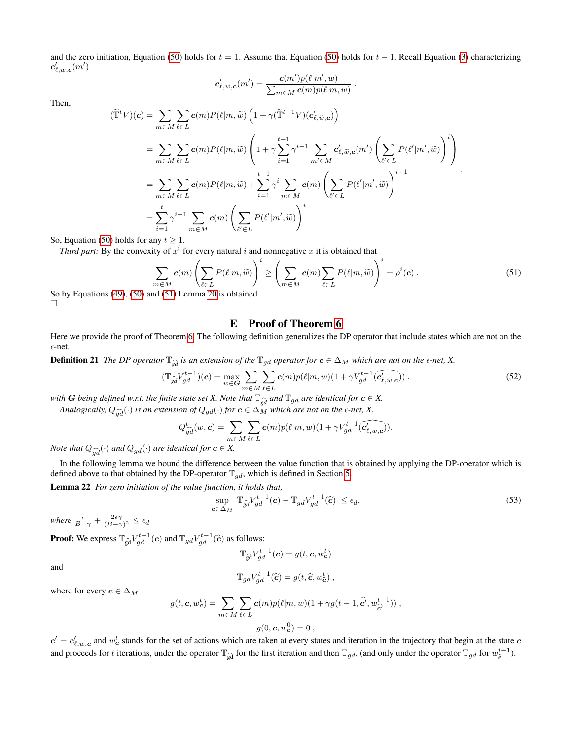and the zero initiation, Equation (50) holds for $t = 1$. Assume that Equation (50) holds for $t-1$. Recall Equation (3) characterizing $\boldsymbol{c}'_{\ell,w,\boldsymbol{c}}(m')$

$$\boldsymbol{c}'_{\ell,w,\boldsymbol{c}}(m') = \frac{\boldsymbol{c}(m')p(\ell|m',w)}{\sum_{m\in M}\boldsymbol{c}(m)p(\ell|m,w)} \ .$$

Then,

$$\begin{aligned}
(\widetilde{\mathbb{T}}^t V)(\boldsymbol{c}) &= \sum_{m\in M}\sum_{\ell\in L}\boldsymbol{c}(m)P(\ell|m,\widetilde{w})\left(1+\gamma(\widetilde{\mathbb{T}}^{t-1}V)(\boldsymbol{c}'_{\ell,\widetilde{w},\boldsymbol{c}})\right) \\
&= \sum_{m\in M}\sum_{\ell\in L}\boldsymbol{c}(m)P(\ell|m,\widetilde{w})\left(1+\gamma\sum_{i=1}^{t-1}\gamma^{i-1}\sum_{m'\in M}\boldsymbol{c}'_{\ell,\widetilde{w},\boldsymbol{c}}(m')\left(\sum_{\ell'\in L}P(\ell'|m',\widetilde{w})\right)^i\right) \\
&= \sum_{m\in M}\sum_{\ell\in L}\boldsymbol{c}(m)P(\ell|m,\widetilde{w}) + \sum_{i=1}^{t-1}\gamma^i\sum_{m\in M}\boldsymbol{c}(m)\left(\sum_{\ell'\in L}P(\ell'|m',\widetilde{w})\right)^{i+1} \\
&= \sum_{i=1}^{t}\gamma^{i-1}\sum_{m\in M}\boldsymbol{c}(m)\left(\sum_{\ell'\in L}P(\ell'|m',\widetilde{w})\right)^{i}
\end{aligned} .$$

So, Equation (50) holds for any $t \geq 1$.

*Third part:* By the convexity of $x^i$ for every natural $i$ and nonnegative $x$ it is obtained that

$$\sum_{m\in M}\boldsymbol{c}(m)\left(\sum_{\ell\in L}P(\ell|m,\widetilde{w})\right)^i \geq \left(\sum_{m\in M}\boldsymbol{c}(m)\sum_{\ell\in L}P(\ell|m,\widetilde{w})\right)^i = \rho^i(\boldsymbol{c}) \ . \tag{51}$$

So by Equations (49), (50) and (51) Lemma 20 is obtained.
□

# E Proof of Theorem 6

Here we provide the proof of Theorem 6. The following definition generalizes the DP operator that include states which are not on the $\epsilon$-net.

**Definition 21** *The DP operator $\mathbb{T}_{\widehat{gd}}$ is an extension of the $\mathbb{T}_{gd}$ operator for $\boldsymbol{c} \in \Delta_M$ which are not on the $\epsilon$-net, X.*

$$(\mathbb{T}_{\widehat{gd}}V^{t-1}_{gd})(\boldsymbol{c}) = \max_{w\in\boldsymbol{G}}\sum_{m\in M}\sum_{\ell\in L}\boldsymbol{c}(m)p(\ell|m,w)(1+\gamma V^{t-1}_{gd}(\widehat{\boldsymbol{c}'_{\ell,w,\boldsymbol{c}}})) \ . \tag{52}$$

*with $\boldsymbol{G}$ being defined w.r.t. the finite state set X. Note that $\mathbb{T}_{\widehat{gd}}$ and $\mathbb{T}_{gd}$ are identical for $\boldsymbol{c} \in X$.*

*Analogically, $Q_{\widehat{gd}}(\cdot)$ is an extension of $Q_{gd}(\cdot)$ for $\boldsymbol{c} \in \Delta_M$ which are not on the $\epsilon$-net, X.*

$$Q^t_{\widehat{gd}}(w,\boldsymbol{c}) = \sum_{m\in M}\sum_{\ell\in L}\boldsymbol{c}(m)p(\ell|m,w)(1+\gamma V^{t-1}_{gd}(\widehat{\boldsymbol{c}'_{\ell,w,\boldsymbol{c}}})).$$

*Note that $Q_{\widehat{gd}}(\cdot)$ and $Q_{gd}(\cdot)$ are identical for $\boldsymbol{c} \in X$.*

In the following lemma we bound the difference between the value function that is obtained by applying the DP-operator which is defined above to that obtained by the DP-operator $\mathbb{T}_{gd}$, which is defined in Section 5.

**Lemma 22** *For zero initiation of the value function, it holds that,*

$$\sup_{\boldsymbol{c}\in\Delta_M}|\mathbb{T}_{\widehat{gd}}V^{t-1}_{gd}(\boldsymbol{c}) - \mathbb{T}_{gd}V^{t-1}_{gd}(\widehat{\boldsymbol{c}})| \leq \epsilon_d. \tag{53}$$

*where $\frac{\epsilon}{B-\gamma} + \frac{2\epsilon\gamma}{(B-\gamma)^2} \leq \epsilon_d$*

**Proof:** We express $\mathbb{T}_{\widehat{gd}}V^{t-1}_{gd}(\boldsymbol{c})$ and $\mathbb{T}_{gd}V^{t-1}_{gd}(\widehat{\boldsymbol{c}})$ as follows:

$$\mathbb{T}_{\widehat{gd}}V^{t-1}_{gd}(\boldsymbol{c}) = g(t,\boldsymbol{c},w^t_{\boldsymbol{c}})$$

and

$$\mathbb{T}_{gd}V^{t-1}_{gd}(\widehat{\boldsymbol{c}}) = g(t,\widehat{\boldsymbol{c}},w^t_{\widehat{\boldsymbol{c}}}) \ ,$$

where for every $\boldsymbol{c} \in \Delta_M$

$$g(t,\boldsymbol{c},w^t_{\boldsymbol{c}}) = \sum_{m\in M}\sum_{\ell\in L}\boldsymbol{c}(m)p(\ell|m,w)(1+\gamma g(t-1,\widehat{\boldsymbol{c}'},w^{t-1}_{\widehat{\boldsymbol{c}'}})) \ ,$$

$$g(0,\boldsymbol{c},w^0_{\boldsymbol{c}}) = 0 \ ,$$

$\boldsymbol{c}' = \boldsymbol{c}'_{\ell,w,\boldsymbol{c}}$ and $w^t_{\boldsymbol{c}}$ stands for the set of actions which are taken at every states and iteration in the trajectory that begin at the state $\boldsymbol{c}$ and proceeds for $t$ iterations, under the operator $\mathbb{T}_{\widehat{gd}}$ for the first iteration and then $\mathbb{T}_{gd}$, (and only under the operator $\mathbb{T}_{gd}$ for $w^{t-1}_{\widehat{\boldsymbol{c}}}$).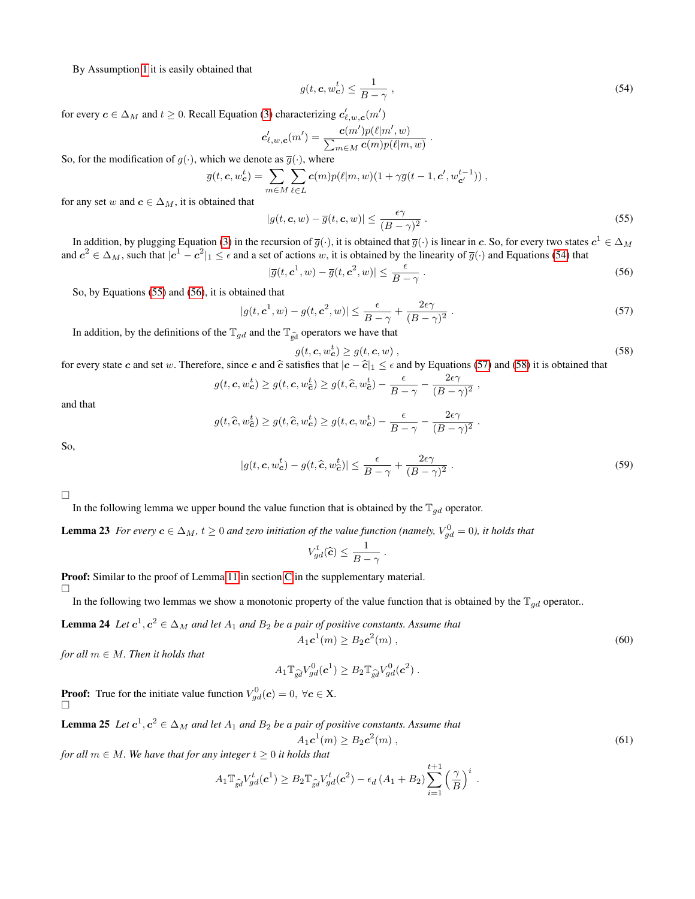By Assumption 1 it is easily obtained that

$$g(t, \boldsymbol{c}, w^t_{\boldsymbol{c}}) \leq \frac{1}{B-\gamma} \ , \tag{54}$$

for every $\boldsymbol{c} \in \Delta_M$ and $t \geq 0$. Recall Equation (3) characterizing $\boldsymbol{c}'_{\ell,w,\boldsymbol{c}}(m')$

$$\boldsymbol{c}'_{\ell,w,\boldsymbol{c}}(m') = \frac{\boldsymbol{c}(m')p(\ell|m',w)}{\sum_{m\in M}\boldsymbol{c}(m)p(\ell|m,w)} \ .$$

So, for the modification of $g(\cdot)$, which we denote as $\overline{g}(\cdot)$, where

$$\overline{g}(t, \boldsymbol{c}, w^t_{\boldsymbol{c}}) = \sum_{m\in M}\sum_{\ell\in L}\boldsymbol{c}(m)p(\ell|m,w)(1+\gamma\overline{g}(t-1,\boldsymbol{c}', w^{t-1}_{\boldsymbol{c}'})) \ ,$$

for any set $w$ and $\boldsymbol{c} \in \Delta_M$, it is obtained that

$$|g(t,\boldsymbol{c},w) - \overline{g}(t,\boldsymbol{c},w)| \leq \frac{\epsilon\gamma}{(B-\gamma)^2} \ . \tag{55}$$

In addition, by plugging Equation (3) in the recursion of $\overline{g}(\cdot)$, it is obtained that $\overline{g}(\cdot)$ is linear in $\boldsymbol{c}$. So, for every two states $\boldsymbol{c}^1 \in \Delta_M$ and $\boldsymbol{c}^2 \in \Delta_M$, such that $|\boldsymbol{c}^1 - \boldsymbol{c}^2|_1 \leq \epsilon$ and a set of actions $w$, it is obtained by the linearity of $\overline{g}(\cdot)$ and Equations (54) that

$$|\overline{g}(t,\boldsymbol{c}^1,w) - \overline{g}(t,\boldsymbol{c}^2,w)| \leq \frac{\epsilon}{B-\gamma} \ . \tag{56}$$

So, by Equations (55) and (56), it is obtained that

$$|g(t,\boldsymbol{c}^1,w) - g(t,\boldsymbol{c}^2,w)| \leq \frac{\epsilon}{B-\gamma} + \frac{2\epsilon\gamma}{(B-\gamma)^2} \ . \tag{57}$$

In addition, by the definitions of the $\mathbb{T}_{gd}$ and the $\mathbb{T}_{\widehat{gd}}$ operators we have that

$$g(t,\boldsymbol{c},w^t_{\boldsymbol{c}}) \geq g(t,\boldsymbol{c},w) \ , \tag{58}$$

for every state $\boldsymbol{c}$ and set $w$. Therefore, since $\boldsymbol{c}$ and $\widehat{\boldsymbol{c}}$ satisfies that $|\boldsymbol{c} - \widehat{\boldsymbol{c}}|_1 \leq \epsilon$ and by Equations (57) and (58) it is obtained that

$$g(t,\boldsymbol{c},w^t_{\boldsymbol{c}}) \geq g(t,\boldsymbol{c},w^t_{\widehat{\boldsymbol{c}}}) \geq g(t,\widehat{\boldsymbol{c}},w^t_{\widehat{\boldsymbol{c}}}) - \frac{\epsilon}{B-\gamma} - \frac{2\epsilon\gamma}{(B-\gamma)^2} \ ,$$

and that

$$g(t,\widehat{\boldsymbol{c}},w^t_{\widehat{\boldsymbol{c}}}) \geq g(t,\widehat{\boldsymbol{c}},w^t_{\boldsymbol{c}}) \geq g(t,\boldsymbol{c},w^t_{\boldsymbol{c}}) - \frac{\epsilon}{B-\gamma} - \frac{2\epsilon\gamma}{(B-\gamma)^2} \ .$$

So,

$$|g(t,\boldsymbol{c},w^t_{\boldsymbol{c}}) - g(t,\widehat{\boldsymbol{c}},w^t_{\widehat{\boldsymbol{c}}})| \leq \frac{\epsilon}{B-\gamma} + \frac{2\epsilon\gamma}{(B-\gamma)^2} \ . \tag{59}$$

□

In the following lemma we upper bound the value function that is obtained by the $\mathbb{T}_{gd}$ operator.

**Lemma 23** *For every $\boldsymbol{c} \in \Delta_M$, $t \geq 0$ and zero initiation of the value function (namely, $V^0_{gd} = 0$), it holds that*

$$V^t_{gd}(\widehat{\boldsymbol{c}}) \leq \frac{1}{B-\gamma} \ .$$

**Proof:** Similar to the proof of Lemma 11 in section C in the supplementary material.

□

In the following two lemmas we show a monotonic property of the value function that is obtained by the $\mathbb{T}_{gd}$ operator..

**Lemma 24** *Let $\boldsymbol{c}^1, \boldsymbol{c}^2 \in \Delta_M$ and let $A_1$ and $B_2$ be a pair of positive constants. Assume that*

$$A_1\boldsymbol{c}^1(m) \geq B_2\boldsymbol{c}^2(m) \ , \tag{60}$$

*for all $m \in M$. Then it holds that*

$$A_1\mathbb{T}_{\widehat{gd}}V^0_{gd}(\boldsymbol{c}^1) \geq B_2\mathbb{T}_{\widehat{gd}}V^0_{gd}(\boldsymbol{c}^2) \ .$$

**Proof:** True for the initiate value function $V^0_{gd}(\boldsymbol{c}) = 0, \ \forall \boldsymbol{c} \in \mathrm{X}$.

□

**Lemma 25** *Let $\boldsymbol{c}^1, \boldsymbol{c}^2 \in \Delta_M$ and let $A_1$ and $B_2$ be a pair of positive constants. Assume that*

$$A_1\boldsymbol{c}^1(m) \geq B_2\boldsymbol{c}^2(m) \ , \tag{61}$$

*for all $m \in M$. We have that for any integer $t \geq 0$ it holds that*

$$A_1\mathbb{T}_{\widehat{gd}}V^t_{gd}(\boldsymbol{c}^1) \geq B_2\mathbb{T}_{\widehat{gd}}V^t_{gd}(\boldsymbol{c}^2) - \epsilon_d\left(A_1 + B_2\right)\sum_{i=1}^{t+1}\left(\frac{\gamma}{B}\right)^i \ .$$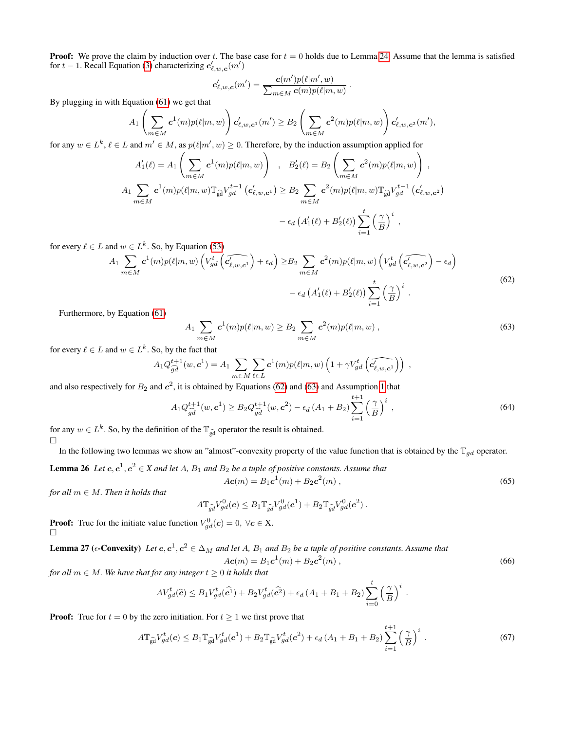**Proof:** We prove the claim by induction over $t$. The base case for $t = 0$ holds due to Lemma 24. Assume that the lemma is satisfied for $t-1$. Recall Equation (3) characterizing $\boldsymbol{c}'_{\ell,w,\boldsymbol{c}}(m')$

$$\boldsymbol{c}'_{\ell,w,\boldsymbol{c}}(m') = \frac{\boldsymbol{c}(m')p(\ell|m',w)}{\sum_{m\in M}\boldsymbol{c}(m)p(\ell|m,w)} \ .$$

By plugging in with Equation (61) we get that

$$A_1\left(\sum_{m\in M}\boldsymbol{c}^1(m)p(\ell|m,w)\right)\boldsymbol{c}'_{\ell,w,\boldsymbol{c}^1}(m') \geq B_2\left(\sum_{m\in M}\boldsymbol{c}^2(m)p(\ell|m,w)\right)\boldsymbol{c}'_{\ell,w,\boldsymbol{c}^2}(m'),$$

for any $w \in L^k$, $\ell \in L$ and $m' \in M$, as $p(\ell|m',w) \geq 0$. Therefore, by the induction assumption applied for

$$A'_1(\ell) = A_1\left(\sum_{m\in M}\boldsymbol{c}^1(m)p(\ell|m,w)\right) \quad , \quad B'_2(\ell) = B_2\left(\sum_{m\in M}\boldsymbol{c}^2(m)p(\ell|m,w)\right) \ ,$$

$$A_1\sum_{m\in M}\boldsymbol{c}^1(m)p(\ell|m,w)\mathbb{T}_{\widehat{gd}}V_{gd}^{t-1}\left(\boldsymbol{c}'_{\ell,w,\boldsymbol{c}^1}\right) \geq B_2\sum_{m\in M}\boldsymbol{c}^2(m)p(\ell|m,w)\mathbb{T}_{\widehat{gd}}V_{gd}^{t-1}\left(\boldsymbol{c}'_{\ell,w,\boldsymbol{c}^2}\right) - \epsilon_d\left(A'_1(\ell)+B'_2(\ell)\right)\sum_{i=1}^{t}\left(\frac{\gamma}{B}\right)^i \ ,$$

for every $\ell \in L$ and $w \in L^k$. So, by Equation (53)

$$A_1\sum_{m\in M}\boldsymbol{c}^1(m)p(\ell|m,w)\left(V_{gd}^t\left(\widehat{\boldsymbol{c}'_{\ell,w,\boldsymbol{c}^1}}\right)+\epsilon_d\right) \geq B_2\sum_{m\in M}\boldsymbol{c}^2(m)p(\ell|m,w)\left(V_{gd}^t\left(\widehat{\boldsymbol{c}'_{\ell,w,\boldsymbol{c}^2}}\right)-\epsilon_d\right) - \epsilon_d\left(A'_1(\ell)+B'_2(\ell)\right)\sum_{i=1}^{t}\left(\frac{\gamma}{B}\right)^i \ . \tag{62}$$

Furthermore, by Equation (61)

$$A_1\sum_{m\in M}\boldsymbol{c}^1(m)p(\ell|m,w) \geq B_2\sum_{m\in M}\boldsymbol{c}^2(m)p(\ell|m,w) \ , \tag{63}$$

for every $\ell \in L$ and $w \in L^k$. So, by the fact that

$$A_1Q_{\widehat{gd}}^{t+1}(w,\boldsymbol{c}^1) = A_1\sum_{m\in M}\sum_{\ell\in L}\boldsymbol{c}^1(m)p(\ell|m,w)\left(1+\gamma V_{gd}^t\left(\widehat{\boldsymbol{c}'_{\ell,w,\boldsymbol{c}^1}}\right)\right) \ ,$$

and also respectively for $B_2$ and $\boldsymbol{c}^2$, it is obtained by Equations (62) and (63) and Assumption 1 that

$$A_1Q_{\widehat{gd}}^{t+1}(w,\boldsymbol{c}^1) \geq B_2Q_{\widehat{gd}}^{t+1}(w,\boldsymbol{c}^2) - \epsilon_d\left(A_1+B_2\right)\sum_{i=1}^{t+1}\left(\frac{\gamma}{B}\right)^i \ , \tag{64}$$

for any $w \in L^k$. So, by the definition of the $\mathbb{T}_{\widehat{gd}}$ operator the result is obtained.
□

In the following two lemmas we show an "almost"-convexity property of the value function that is obtained by the $\mathbb{T}_{gd}$ operator.

**Lemma 26** *Let $\boldsymbol{c}, \boldsymbol{c}^1, \boldsymbol{c}^2 \in X$ and let $A$, $B_1$ and $B_2$ be a tuple of positive constants. Assume that*

$$A\boldsymbol{c}(m) = B_1\boldsymbol{c}^1(m) + B_2\boldsymbol{c}^2(m) \ , \tag{65}$$

*for all $m \in M$. Then it holds that*

$$A\mathbb{T}_{\widehat{gd}}V_{gd}^0(\boldsymbol{c}) \leq B_1\mathbb{T}_{\widehat{gd}}V_{gd}^0(\boldsymbol{c}^1) + B_2\mathbb{T}_{\widehat{gd}}V_{gd}^0(\boldsymbol{c}^2) \ .$$

**Proof:** True for the initiate value function $V_{gd}^0(\boldsymbol{c}) = 0, \ \forall \boldsymbol{c} \in$ X.
□

**Lemma 27 ($\epsilon$-Convexity)** *Let $\boldsymbol{c}, \boldsymbol{c}^1, \boldsymbol{c}^2 \in \Delta_M$ and let $A$, $B_1$ and $B_2$ be a tuple of positive constants. Assume that*

$$A\boldsymbol{c}(m) = B_1\boldsymbol{c}^1(m) + B_2\boldsymbol{c}^2(m) \ , \tag{66}$$

*for all $m \in M$. We have that for any integer $t \geq 0$ it holds that*

$$AV_{gd}^t(\widehat{\boldsymbol{c}}) \leq B_1V_{gd}^t(\widehat{\boldsymbol{c}^1}) + B_2V_{gd}^t(\widehat{\boldsymbol{c}^2}) + \epsilon_d\left(A_1+B_1+B_2\right)\sum_{i=0}^{t}\left(\frac{\gamma}{B}\right)^i \ .$$

**Proof:** True for $t = 0$ by the zero initiation. For $t \geq 1$ we first prove that

$$A\mathbb{T}_{\widehat{gd}}V_{gd}^t(\boldsymbol{c}) \leq B_1\mathbb{T}_{\widehat{gd}}V_{gd}^t(\boldsymbol{c}^1) + B_2\mathbb{T}_{\widehat{gd}}V_{gd}^t(\boldsymbol{c}^2) + \epsilon_d\left(A_1+B_1+B_2\right)\sum_{i=1}^{t+1}\left(\frac{\gamma}{B}\right)^i \ . \tag{67}$$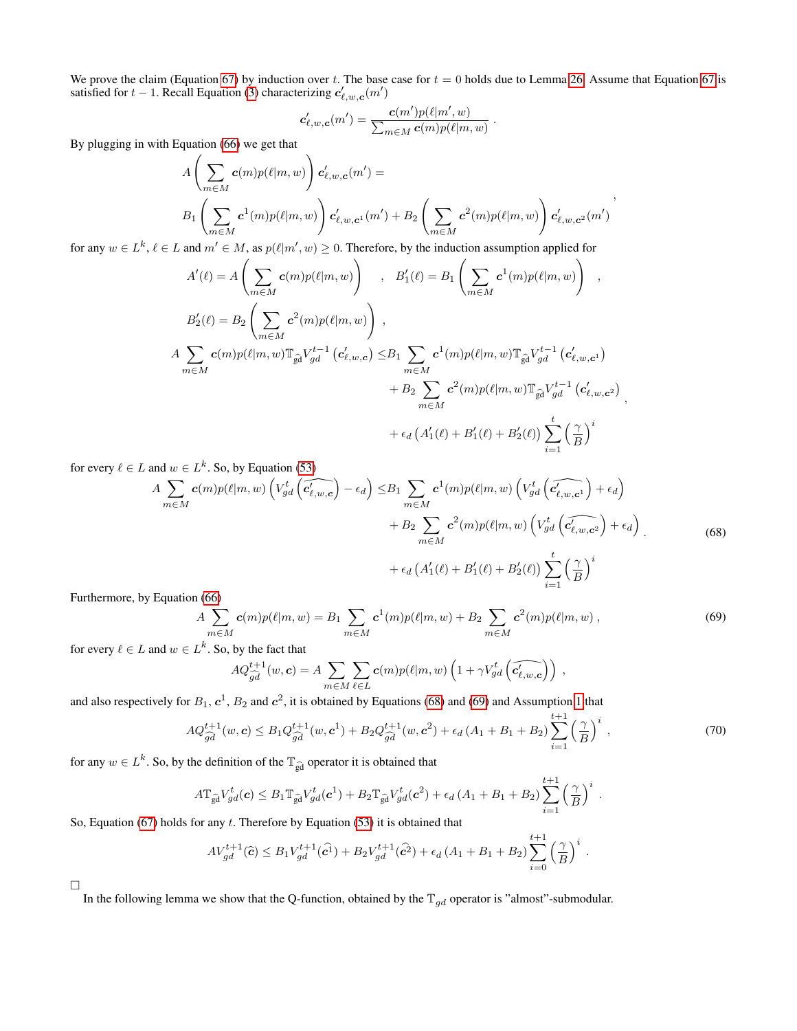We prove the claim (Equation 67) by induction over $t$. The base case for $t = 0$ holds due to Lemma 26. Assume that Equation 67 is satisfied for $t-1$. Recall Equation (3) characterizing $\boldsymbol{c}'_{\ell,w,\boldsymbol{c}}(m')$

$$\boldsymbol{c}'_{\ell,w,\boldsymbol{c}}(m') = \frac{\boldsymbol{c}(m')p(\ell|m',w)}{\sum_{m\in M}\boldsymbol{c}(m)p(\ell|m,w)} \ .$$

By plugging in with Equation (66) we get that

$$A\left(\sum_{m\in M}\boldsymbol{c}(m)p(\ell|m,w)\right)\boldsymbol{c}'_{\ell,w,\boldsymbol{c}}(m') =$$
$$B_1\left(\sum_{m\in M}\boldsymbol{c}^1(m)p(\ell|m,w)\right)\boldsymbol{c}'_{\ell,w,\boldsymbol{c}^1}(m') + B_2\left(\sum_{m\in M}\boldsymbol{c}^2(m)p(\ell|m,w)\right)\boldsymbol{c}'_{\ell,w,\boldsymbol{c}^2}(m') \ ,$$

for any $w\in L^k$, $\ell\in L$ and $m'\in M$, as $p(\ell|m',w)\geq 0$. Therefore, by the induction assumption applied for

$$A'(\ell) = A\left(\sum_{m\in M}\boldsymbol{c}(m)p(\ell|m,w)\right) \quad , \quad B_1'(\ell) = B_1\left(\sum_{m\in M}\boldsymbol{c}^1(m)p(\ell|m,w)\right) \quad ,$$
$$B_2'(\ell) = B_2\left(\sum_{m\in M}\boldsymbol{c}^2(m)p(\ell|m,w)\right) \ ,$$

$$\begin{aligned}
A\sum_{m\in M}\boldsymbol{c}(m)p(\ell|m,w)\mathbb{T}_{\widehat{gd}}V_{gd}^{t-1}\left(\boldsymbol{c}'_{\ell,w,\boldsymbol{c}}\right) \leq & B_1\sum_{m\in M}\boldsymbol{c}^1(m)p(\ell|m,w)\mathbb{T}_{\widehat{gd}}V_{gd}^{t-1}\left(\boldsymbol{c}'_{\ell,w,\boldsymbol{c}^1}\right) \\
&+ B_2\sum_{m\in M}\boldsymbol{c}^2(m)p(\ell|m,w)\mathbb{T}_{\widehat{gd}}V_{gd}^{t-1}\left(\boldsymbol{c}'_{\ell,w,\boldsymbol{c}^2}\right) \ , \\
&+ \epsilon_d\left(A_1'(\ell)+B_1'(\ell)+B_2'(\ell)\right)\sum_{i=1}^{t}\left(\frac{\gamma}{B}\right)^i
\end{aligned}$$

for every $\ell\in L$ and $w\in L^k$. So, by Equation (53)

$$\begin{aligned}
A\sum_{m\in M}\boldsymbol{c}(m)p(\ell|m,w)\left(V_{gd}^t\left(\widehat{\boldsymbol{c}'_{\ell,w,\boldsymbol{c}}}\right)-\epsilon_d\right) \leq & B_1\sum_{m\in M}\boldsymbol{c}^1(m)p(\ell|m,w)\left(V_{gd}^t\left(\widehat{\boldsymbol{c}'_{\ell,w,\boldsymbol{c}^1}}\right)+\epsilon_d\right) \\
&+ B_2\sum_{m\in M}\boldsymbol{c}^2(m)p(\ell|m,w)\left(V_{gd}^t\left(\widehat{\boldsymbol{c}'_{\ell,w,\boldsymbol{c}^2}}\right)+\epsilon_d\right) \ . \\
&+ \epsilon_d\left(A_1'(\ell)+B_1'(\ell)+B_2'(\ell)\right)\sum_{i=1}^{t}\left(\frac{\gamma}{B}\right)^i
\end{aligned} \tag{68}$$

Furthermore, by Equation (66)

$$A\sum_{m\in M}\boldsymbol{c}(m)p(\ell|m,w) = B_1\sum_{m\in M}\boldsymbol{c}^1(m)p(\ell|m,w) + B_2\sum_{m\in M}\boldsymbol{c}^2(m)p(\ell|m,w) \ , \tag{69}$$

for every $\ell\in L$ and $w\in L^k$. So, by the fact that

$$AQ_{\widehat{gd}}^{t+1}(w,\boldsymbol{c}) = A\sum_{m\in M}\sum_{\ell\in L}\boldsymbol{c}(m)p(\ell|m,w)\left(1+\gamma V_{gd}^t\left(\widehat{\boldsymbol{c}'_{\ell,w,\boldsymbol{c}}}\right)\right) \ ,$$

and also respectively for $B_1$, $\boldsymbol{c}^1$, $B_2$ and $\boldsymbol{c}^2$, it is obtained by Equations (68) and (69) and Assumption 1 that

$$AQ_{\widehat{gd}}^{t+1}(w,\boldsymbol{c}) \leq B_1Q_{\widehat{gd}}^{t+1}(w,\boldsymbol{c}^1) + B_2Q_{\widehat{gd}}^{t+1}(w,\boldsymbol{c}^2) + \epsilon_d\left(A_1+B_1+B_2\right)\sum_{i=1}^{t+1}\left(\frac{\gamma}{B}\right)^i \ , \tag{70}$$

for any $w\in L^k$. So, by the definition of the $\mathbb{T}_{\widehat{gd}}$ operator it is obtained that

$$A\mathbb{T}_{\widehat{gd}}V_{gd}^t(\boldsymbol{c}) \leq B_1\mathbb{T}_{\widehat{gd}}V_{gd}^t(\boldsymbol{c}^1) + B_2\mathbb{T}_{\widehat{gd}}V_{gd}^t(\boldsymbol{c}^2) + \epsilon_d\left(A_1+B_1+B_2\right)\sum_{i=1}^{t+1}\left(\frac{\gamma}{B}\right)^i \ .$$

So, Equation (67) holds for any $t$. Therefore by Equation (53) it is obtained that

$$AV_{gd}^{t+1}(\widehat{\boldsymbol{c}}) \leq B_1V_{gd}^{t+1}(\widehat{\boldsymbol{c}^1}) + B_2V_{gd}^{t+1}(\widehat{\boldsymbol{c}^2}) + \epsilon_d\left(A_1+B_1+B_2\right)\sum_{i=0}^{t+1}\left(\frac{\gamma}{B}\right)^i \ .$$

□

In the following lemma we show that the Q-function, obtained by the $\mathbb{T}_{gd}$ operator is "almost"-submodular.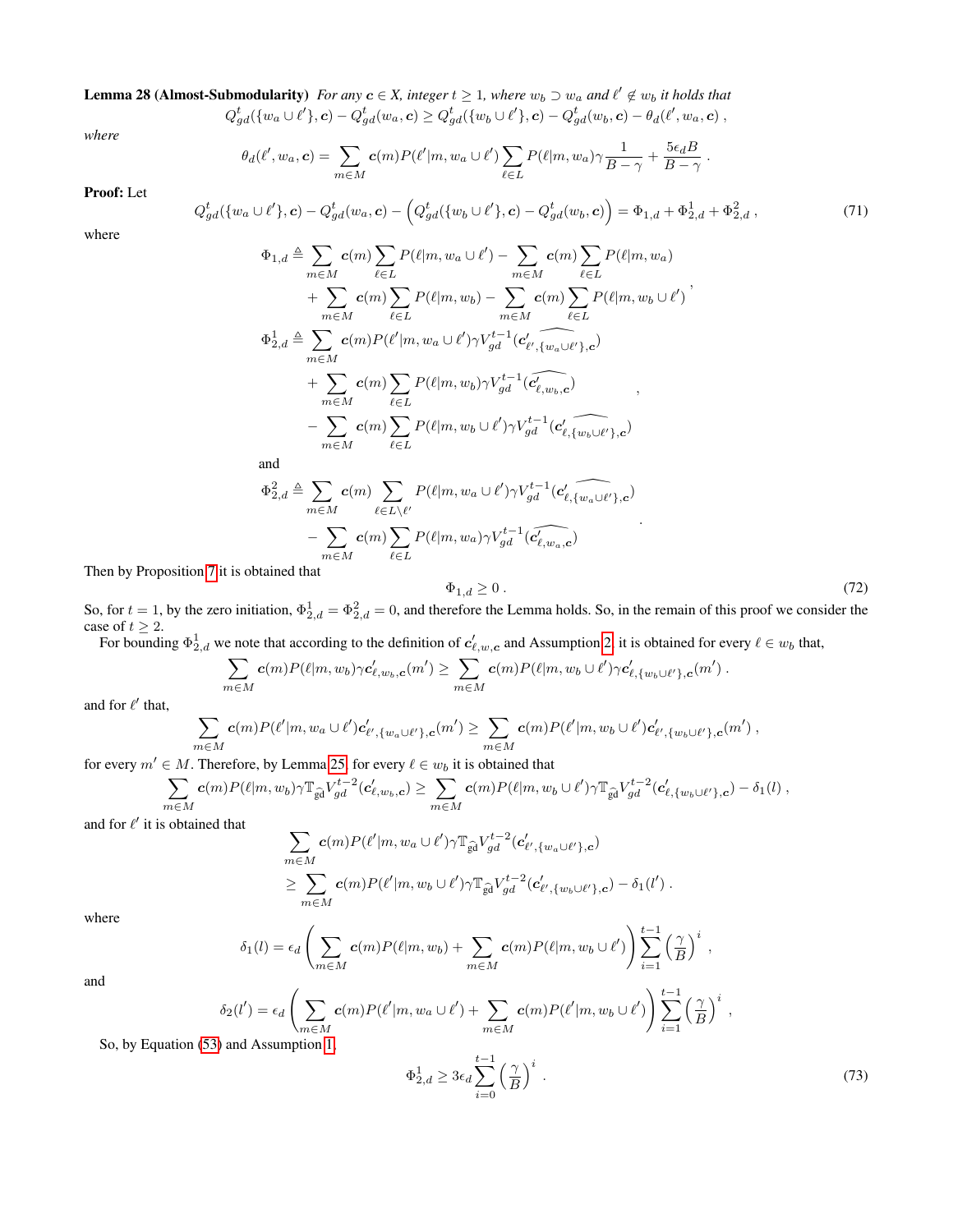**Lemma 28 (Almost-Submodularity)** *For any $\boldsymbol{c} \in X$, integer $t \geq 1$, where $w_b \supset w_a$ and $\ell' \notin w_b$ it holds that*

$$Q^t_{gd}(\{w_a \cup \ell'\}, \boldsymbol{c}) - Q^t_{gd}(w_a, \boldsymbol{c}) \geq Q^t_{gd}(\{w_b \cup \ell'\}, \boldsymbol{c}) - Q^t_{gd}(w_b, \boldsymbol{c}) - \theta_d(\ell', w_a, \boldsymbol{c}) \ ,$$

*where*

$$\theta_d(\ell', w_a, \boldsymbol{c}) = \sum_{m \in M} \boldsymbol{c}(m) P(\ell'|m, w_a \cup \ell') \sum_{\ell \in L} P(\ell|m, w_a) \gamma \frac{1}{B - \gamma} + \frac{5\epsilon_d B}{B - \gamma} \ .$$

**Proof:** Let

$$Q^t_{gd}(\{w_a \cup \ell'\}, \boldsymbol{c}) - Q^t_{gd}(w_a, \boldsymbol{c}) - \Big(Q^t_{gd}(\{w_b \cup \ell'\}, \boldsymbol{c}) - Q^t_{gd}(w_b, \boldsymbol{c})\Big) = \Phi_{1,d} + \Phi^1_{2,d} + \Phi^2_{2,d} \ , \tag{71}$$

where

$$\begin{aligned}
\Phi_{1,d} \triangleq& \sum_{m \in M} \boldsymbol{c}(m) \sum_{\ell \in L} P(\ell|m, w_a \cup \ell') - \sum_{m \in M} \boldsymbol{c}(m) \sum_{\ell \in L} P(\ell|m, w_a) \\
&+ \sum_{m \in M} \boldsymbol{c}(m) \sum_{\ell \in L} P(\ell|m, w_b) - \sum_{m \in M} \boldsymbol{c}(m) \sum_{\ell \in L} P(\ell|m, w_b \cup \ell') \ , \\
\Phi^1_{2,d} \triangleq& \sum_{m \in M} \boldsymbol{c}(m) P(\ell'|m, w_a \cup \ell') \gamma V^{t-1}_{gd}(\widehat{\boldsymbol{c}'_{\ell', \{w_a \cup \ell'\}, \boldsymbol{c}}}) \\
&+ \sum_{m \in M} \boldsymbol{c}(m) \sum_{\ell \in L} P(\ell|m, w_b) \gamma V^{t-1}_{gd}(\widehat{\boldsymbol{c}'_{\ell, w_b, \boldsymbol{c}}}) \\
&- \sum_{m \in M} \boldsymbol{c}(m) \sum_{\ell \in L} P(\ell|m, w_b \cup \ell') \gamma V^{t-1}_{gd}(\widehat{\boldsymbol{c}'_{\ell, \{w_b \cup \ell'\}, \boldsymbol{c}}}) \ ,
\end{aligned}$$

and

$$\begin{aligned}
\Phi^2_{2,d} \triangleq& \sum_{m \in M} \boldsymbol{c}(m) \sum_{\ell \in L \setminus \ell'} P(\ell|m, w_a \cup \ell') \gamma V^{t-1}_{gd}(\widehat{\boldsymbol{c}'_{\ell, \{w_a \cup \ell'\}, \boldsymbol{c}}}) \\
&- \sum_{m \in M} \boldsymbol{c}(m) \sum_{\ell \in L} P(\ell|m, w_a) \gamma V^{t-1}_{gd}(\widehat{\boldsymbol{c}'_{\ell, w_a, \boldsymbol{c}}}) \ .
\end{aligned}$$

Then by Proposition 7 it is obtained that

$$\Phi_{1,d} \geq 0 \ . \tag{72}$$

So, for $t = 1$, by the zero initiation, $\Phi^1_{2,d} = \Phi^2_{2,d} = 0$, and therefore the Lemma holds. So, in the remain of this proof we consider the case of $t \geq 2$.

For bounding $\Phi^1_{2,d}$ we note that according to the definition of $\boldsymbol{c}'_{\ell, w, \boldsymbol{c}}$ and Assumption 2, it is obtained for every $\ell \in w_b$ that,

$$\sum_{m \in M} \boldsymbol{c}(m) P(\ell|m, w_b) \gamma \boldsymbol{c}'_{\ell, w_b, \boldsymbol{c}}(m') \geq \sum_{m \in M} \boldsymbol{c}(m) P(\ell|m, w_b \cup \ell') \gamma \boldsymbol{c}'_{\ell, \{w_b \cup \ell'\}, \boldsymbol{c}}(m') \ .$$

and for $\ell'$ that,

$$\sum_{m \in M} \boldsymbol{c}(m) P(\ell'|m, w_a \cup \ell') \boldsymbol{c}'_{\ell', \{w_a \cup \ell'\}, \boldsymbol{c}}(m') \geq \sum_{m \in M} \boldsymbol{c}(m) P(\ell'|m, w_b \cup \ell') \boldsymbol{c}'_{\ell', \{w_b \cup \ell'\}, \boldsymbol{c}}(m') \ ,$$

for every $m' \in M$. Therefore, by Lemma 25, for every $\ell \in w_b$ it is obtained that

$$\sum_{m \in M} \boldsymbol{c}(m) P(\ell|m, w_b) \gamma \mathbb{T}_{\widehat{\text{gd}}} V^{t-2}_{gd}(\boldsymbol{c}'_{\ell, w_b, \boldsymbol{c}}) \geq \sum_{m \in M} \boldsymbol{c}(m) P(\ell|m, w_b \cup \ell') \gamma \mathbb{T}_{\widehat{\text{gd}}} V^{t-2}_{gd}(\boldsymbol{c}'_{\ell, \{w_b \cup \ell'\}, \boldsymbol{c}}) - \delta_1(l) \ ,$$

and for $\ell'$ it is obtained that

$$\begin{aligned}
&\sum_{m \in M} \boldsymbol{c}(m) P(\ell'|m, w_a \cup \ell') \gamma \mathbb{T}_{\widehat{\text{gd}}} V^{t-2}_{gd}(\boldsymbol{c}'_{\ell', \{w_a \cup \ell'\}, \boldsymbol{c}}) \\
&\geq \sum_{m \in M} \boldsymbol{c}(m) P(\ell'|m, w_b \cup \ell') \gamma \mathbb{T}_{\widehat{\text{gd}}} V^{t-2}_{gd}(\boldsymbol{c}'_{\ell', \{w_b \cup \ell'\}, \boldsymbol{c}}) - \delta_1(l') \ .
\end{aligned}$$

where

$$\delta_1(l) = \epsilon_d \left( \sum_{m \in M} \boldsymbol{c}(m) P(\ell|m, w_b) + \sum_{m \in M} \boldsymbol{c}(m) P(\ell|m, w_b \cup \ell') \right) \sum_{i=1}^{t-1} \left( \frac{\gamma}{B} \right)^i \ ,$$

and

$$\delta_2(l') = \epsilon_d \left( \sum_{m \in M} \boldsymbol{c}(m) P(\ell'|m, w_a \cup \ell') + \sum_{m \in M} \boldsymbol{c}(m) P(\ell'|m, w_b \cup \ell') \right) \sum_{i=1}^{t-1} \left( \frac{\gamma}{B} \right)^i \ ,$$

So, by Equation (53) and Assumption 1,

$$\Phi^1_{2,d} \geq 3\epsilon_d \sum_{i=0}^{t-1} \left( \frac{\gamma}{B} \right)^i \ . \tag{73}$$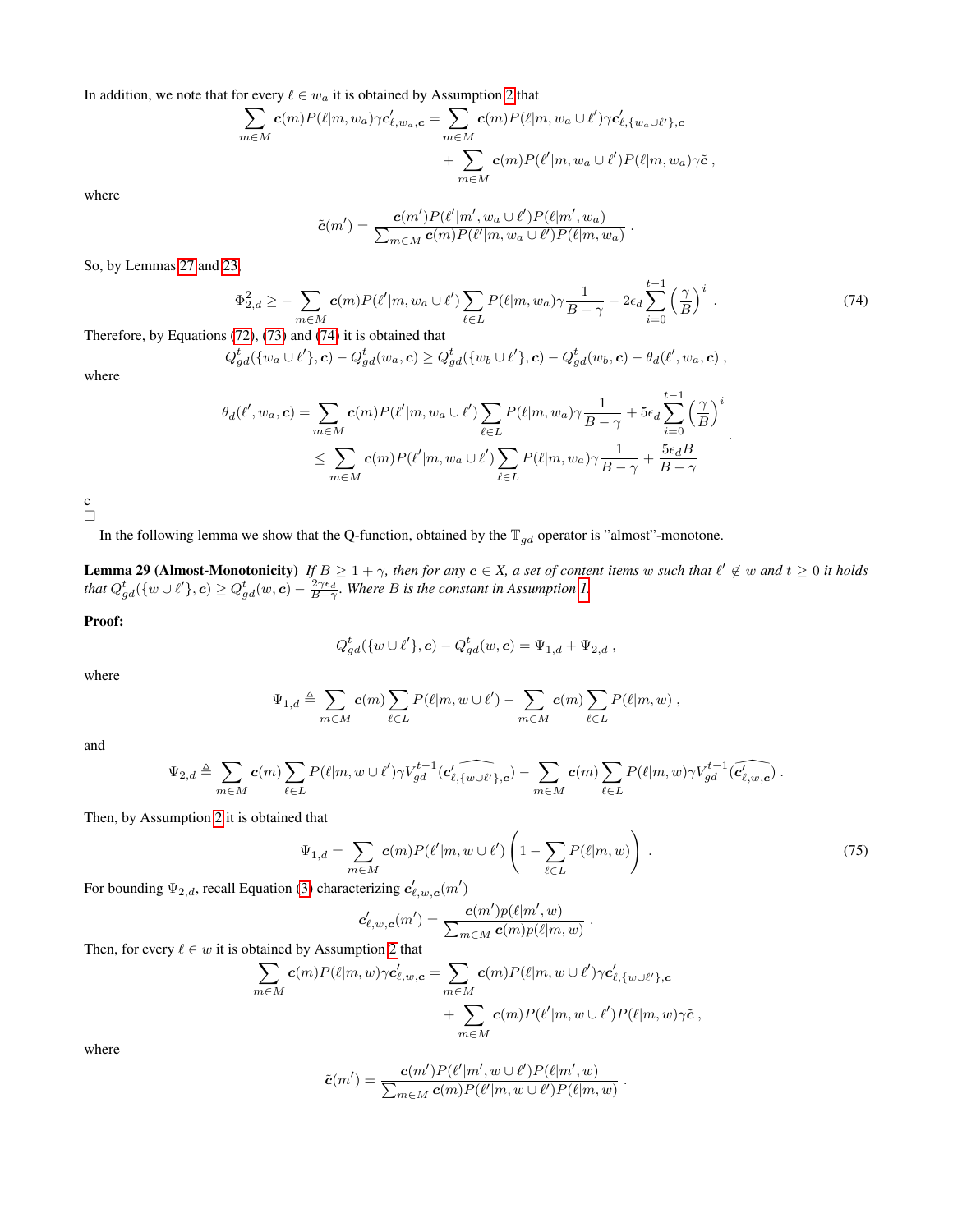In addition, we note that for every $\ell \in w_a$ it is obtained by Assumption 2 that

$$\sum_{m \in M} \boldsymbol{c}(m) P(\ell|m, w_a) \gamma \boldsymbol{c}'_{\ell, w_a, \boldsymbol{c}} = \sum_{m \in M} \boldsymbol{c}(m) P(\ell|m, w_a \cup \ell') \gamma \boldsymbol{c}'_{\ell, \{w_a \cup \ell'\}, \boldsymbol{c}} + \sum_{m \in M} \boldsymbol{c}(m) P(\ell'|m, w_a \cup \ell') P(\ell|m, w_a) \gamma \tilde{\boldsymbol{c}} \,,$$

where

$$\tilde{\boldsymbol{c}}(m') = \frac{\boldsymbol{c}(m') P(\ell'|m', w_a \cup \ell') P(\ell|m', w_a)}{\sum_{m \in M} \boldsymbol{c}(m) P(\ell'|m, w_a \cup \ell') P(\ell|m, w_a)} \,.$$

So, by Lemmas 27 and 23,

$$\Phi^2_{2,d} \geq -\sum_{m \in M} \boldsymbol{c}(m) P(\ell'|m, w_a \cup \ell') \sum_{\ell \in L} P(\ell|m, w_a) \gamma \frac{1}{B - \gamma} - 2\epsilon_d \sum_{i=0}^{t-1} \left(\frac{\gamma}{B}\right)^i \,. \tag{74}$$

Therefore, by Equations (72), (73) and (74) it is obtained that

$$Q^t_{gd}(\{w_a \cup \ell'\}, \boldsymbol{c}) - Q^t_{gd}(w_a, \boldsymbol{c}) \geq Q^t_{gd}(\{w_b \cup \ell'\}, \boldsymbol{c}) - Q^t_{gd}(w_b, \boldsymbol{c}) - \theta_d(\ell', w_a, \boldsymbol{c}) \,,$$

where

$$\begin{aligned}
\theta_d(\ell', w_a, \boldsymbol{c}) &= \sum_{m \in M} \boldsymbol{c}(m) P(\ell'|m, w_a \cup \ell') \sum_{\ell \in L} P(\ell|m, w_a) \gamma \frac{1}{B - \gamma} + 5\epsilon_d \sum_{i=0}^{t-1} \left(\frac{\gamma}{B}\right)^i \\
&\leq \sum_{m \in M} \boldsymbol{c}(m) P(\ell'|m, w_a \cup \ell') \sum_{\ell \in L} P(\ell|m, w_a) \gamma \frac{1}{B - \gamma} + \frac{5\epsilon_d B}{B - \gamma}
\end{aligned} \,.$$

c
□

In the following lemma we show that the Q-function, obtained by the $\mathbb{T}_{gd}$ operator is "almost"-monotone.

**Lemma 29 (Almost-Monotonicity)** *If $B \geq 1 + \gamma$, then for any $\boldsymbol{c} \in X$, a set of content items $w$ such that $\ell' \notin w$ and $t \geq 0$ it holds that $Q^t_{gd}(\{w \cup \ell'\}, \boldsymbol{c}) \geq Q^t_{gd}(w, \boldsymbol{c}) - \frac{2\gamma\epsilon_d}{B - \gamma}$. Where $B$ is the constant in Assumption 1.*

**Proof:**

$$Q^t_{gd}(\{w \cup \ell'\}, \boldsymbol{c}) - Q^t_{gd}(w, \boldsymbol{c}) = \Psi_{1,d} + \Psi_{2,d} \,,$$

where

$$\Psi_{1,d} \triangleq \sum_{m \in M} \boldsymbol{c}(m) \sum_{\ell \in L} P(\ell|m, w \cup \ell') - \sum_{m \in M} \boldsymbol{c}(m) \sum_{\ell \in L} P(\ell|m, w) \,,$$

and

$$\Psi_{2,d} \triangleq \sum_{m \in M} \boldsymbol{c}(m) \sum_{\ell \in L} P(\ell|m, w \cup \ell') \gamma V^{t-1}_{gd}(\widehat{\boldsymbol{c}'_{\ell, \{w \cup \ell'\}, \boldsymbol{c}}}) - \sum_{m \in M} \boldsymbol{c}(m) \sum_{\ell \in L} P(\ell|m, w) \gamma V^{t-1}_{gd}(\widehat{\boldsymbol{c}'_{\ell, w, \boldsymbol{c}}}) \,.$$

Then, by Assumption 2 it is obtained that

$$\Psi_{1,d} = \sum_{m \in M} \boldsymbol{c}(m) P(\ell'|m, w \cup \ell') \left(1 - \sum_{\ell \in L} P(\ell|m, w)\right) \,. \tag{75}$$

For bounding $\Psi_{2,d}$, recall Equation (3) characterizing $\boldsymbol{c}'_{\ell, w, \boldsymbol{c}}(m')$

$$\boldsymbol{c}'_{\ell, w, \boldsymbol{c}}(m') = \frac{\boldsymbol{c}(m') p(\ell|m', w)}{\sum_{m \in M} \boldsymbol{c}(m) p(\ell|m, w)} \,.$$

Then, for every $\ell \in w$ it is obtained by Assumption 2 that

$$\sum_{m \in M} \boldsymbol{c}(m) P(\ell|m, w) \gamma \boldsymbol{c}'_{\ell, w, \boldsymbol{c}} = \sum_{m \in M} \boldsymbol{c}(m) P(\ell|m, w \cup \ell') \gamma \boldsymbol{c}'_{\ell, \{w \cup \ell'\}, \boldsymbol{c}} + \sum_{m \in M} \boldsymbol{c}(m) P(\ell'|m, w \cup \ell') P(\ell|m, w) \gamma \tilde{\boldsymbol{c}} \,,$$

where

$$\tilde{\boldsymbol{c}}(m') = \frac{\boldsymbol{c}(m') P(\ell'|m', w \cup \ell') P(\ell|m', w)}{\sum_{m \in M} \boldsymbol{c}(m) P(\ell'|m, w \cup \ell') P(\ell|m, w)} \,.$$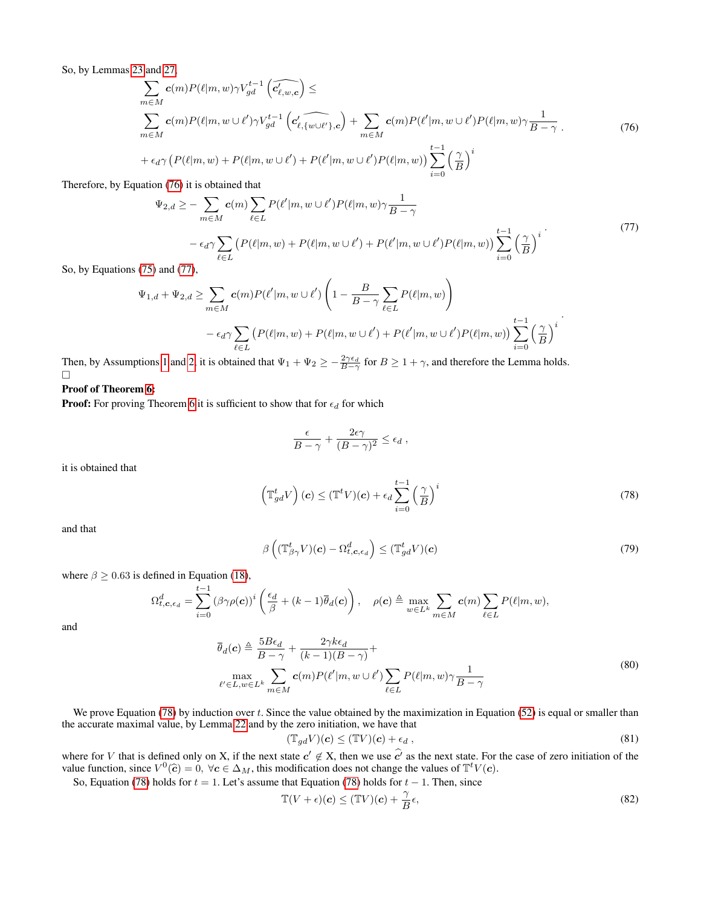So, by Lemmas 23 and 27,

$$
\begin{aligned}
&\sum_{m\in M} \boldsymbol{c}(m)P(\ell|m,w)\gamma V_{gd}^{t-1}\left(\widehat{\boldsymbol{c}'_{\ell,w,\boldsymbol{c}}}\right) \leq \\
&\sum_{m\in M} \boldsymbol{c}(m)P(\ell|m,w\cup\ell')\gamma V_{gd}^{t-1}\left(\widehat{\boldsymbol{c}'_{\ell,\{w\cup\ell'\},\boldsymbol{c}}}\right) + \sum_{m\in M} \boldsymbol{c}(m)P(\ell'|m,w\cup\ell')P(\ell|m,w)\gamma\frac{1}{B-\gamma}\,. \\
&+\epsilon_d\gamma\left(P(\ell|m,w)+P(\ell|m,w\cup\ell')+P(\ell'|m,w\cup\ell')P(\ell|m,w)\right)\sum_{i=0}^{t-1}\left(\frac{\gamma}{B}\right)^i
\end{aligned}
\tag{76}
$$

Therefore, by Equation (76) it is obtained that

$$
\begin{aligned}
\Psi_{2,d} \geq &-\sum_{m\in M}\boldsymbol{c}(m)\sum_{\ell\in L}P(\ell'|m,w\cup\ell')P(\ell|m,w)\gamma\frac{1}{B-\gamma} \\
&-\epsilon_d\gamma\sum_{\ell\in L}\left(P(\ell|m,w)+P(\ell|m,w\cup\ell')+P(\ell'|m,w\cup\ell')P(\ell|m,w)\right)\sum_{i=0}^{t-1}\left(\frac{\gamma}{B}\right)^i
\end{aligned}
\tag{77}
$$

So, by Equations (75) and (77),

$$
\begin{aligned}
\Psi_{1,d}+\Psi_{2,d} \geq &\sum_{m\in M}\boldsymbol{c}(m)P(\ell'|m,w\cup\ell')\left(1-\frac{B}{B-\gamma}\sum_{\ell\in L}P(\ell|m,w)\right) \\
&-\epsilon_d\gamma\sum_{\ell\in L}\left(P(\ell|m,w)+P(\ell|m,w\cup\ell')+P(\ell'|m,w\cup\ell')P(\ell|m,w)\right)\sum_{i=0}^{t-1}\left(\frac{\gamma}{B}\right)^i
\end{aligned}
$$

Then, by Assumptions 1 and 2, it is obtained that $\Psi_1+\Psi_2 \geq -\frac{2\gamma\epsilon_d}{B-\gamma}$ for $B \geq 1+\gamma$, and therefore the Lemma holds.
□

**Proof of Theorem 6:**

**Proof:** For proving Theorem 6 it is sufficient to show that for $\epsilon_d$ for which

$$
\frac{\epsilon}{B-\gamma}+\frac{2\epsilon\gamma}{(B-\gamma)^2} \leq \epsilon_d\,,
$$

it is obtained that

$$
\left(\mathbb{T}_{gd}^t V\right)(\boldsymbol{c}) \leq (\mathbb{T}^t V)(\boldsymbol{c}) + \epsilon_d\sum_{i=0}^{t-1}\left(\frac{\gamma}{B}\right)^i
\tag{78}
$$

and that

$$
\beta\left((\mathbb{T}_{\beta\gamma}^t V)(\boldsymbol{c}) - \Omega_{t,\boldsymbol{c},\epsilon_d}^d\right) \leq (\mathbb{T}_{gd}^t V)(\boldsymbol{c})
\tag{79}
$$

where $\beta \geq 0.63$ is defined in Equation (18),

$$
\Omega_{t,\boldsymbol{c},\epsilon_d}^d = \sum_{i=0}^{t-1}(\beta\gamma\rho(\boldsymbol{c}))^i\left(\frac{\epsilon_d}{\beta}+(k-1)\overline{\theta}_d(\boldsymbol{c})\right), \quad \rho(\boldsymbol{c}) \triangleq \max_{w\in L^k}\sum_{m\in M}\boldsymbol{c}(m)\sum_{\ell\in L}P(\ell|m,w),
$$

and

$$
\begin{aligned}
\overline{\theta}_d(\boldsymbol{c}) \triangleq &\frac{5B\epsilon_d}{B-\gamma}+\frac{2\gamma k\epsilon_d}{(k-1)(B-\gamma)}+ \\
&\max_{\ell'\in L, w\in L^k}\sum_{m\in M}\boldsymbol{c}(m)P(\ell'|m,w\cup\ell')\sum_{\ell\in L}P(\ell|m,w)\gamma\frac{1}{B-\gamma}
\end{aligned}
\tag{80}
$$

We prove Equation (78) by induction over $t$. Since the value obtained by the maximization in Equation (52) is equal or smaller than the accurate maximal value, by Lemma 22 and by the zero initiation, we have that

$$
(\mathbb{T}_{gd}V)(\boldsymbol{c}) \leq (\mathbb{T}V)(\boldsymbol{c}) + \epsilon_d\,,
\tag{81}
$$

where for $V$ that is defined only on X, if the next state $\boldsymbol{c}' \notin$ X, then we use $\widehat{\boldsymbol{c}'}$ as the next state. For the case of zero initiation of the value function, since $V^0(\widehat{\boldsymbol{c}})=0,\ \forall \boldsymbol{c}\in\Delta_M$, this modification does not change the values of $\mathbb{T}^t V(\boldsymbol{c})$.

So, Equation (78) holds for $t=1$. Let's assume that Equation (78) holds for $t-1$. Then, since

$$
\mathbb{T}(V+\epsilon)(\boldsymbol{c}) \leq (\mathbb{T}V)(\boldsymbol{c}) + \frac{\gamma}{B}\epsilon,
\tag{82}
$$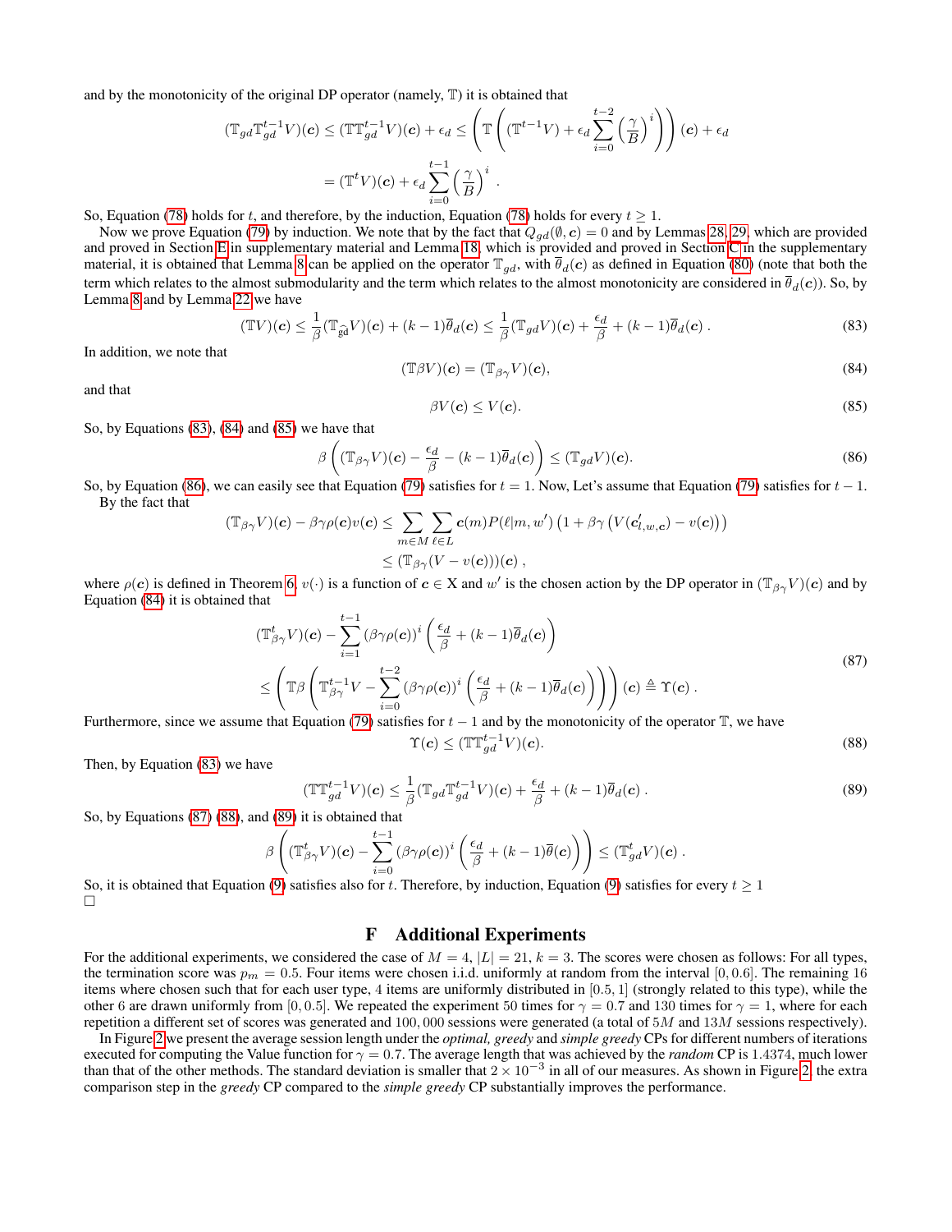and by the monotonicity of the original DP operator (namely, $\mathbb{T}$) it is obtained that

$$(\mathbb{T}_{gd}\mathbb{T}_{gd}^{t-1}V)(\boldsymbol{c}) \leq (\mathbb{T}\mathbb{T}_{gd}^{t-1}V)(\boldsymbol{c}) + \epsilon_d \leq \left(\mathbb{T}\left((\mathbb{T}^{t-1}V) + \epsilon_d \sum_{i=0}^{t-2}\left(\frac{\gamma}{B}\right)^i\right)\right)(\boldsymbol{c}) + \epsilon_d$$

$$= (\mathbb{T}^t V)(\boldsymbol{c}) + \epsilon_d \sum_{i=0}^{t-1}\left(\frac{\gamma}{B}\right)^i .$$

So, Equation (78) holds for $t$, and therefore, by the induction, Equation (78) holds for every $t \geq 1$.

Now we prove Equation (79) by induction. We note that by the fact that $Q_{gd}(\emptyset, \boldsymbol{c}) = 0$ and by Lemmas 28, 29, which are provided and proved in Section E in supplementary material and Lemma 18, which is provided and proved in Section C in the supplementary material, it is obtained that Lemma 8 can be applied on the operator $\mathbb{T}_{gd}$, with $\overline{\theta}_d(\boldsymbol{c})$ as defined in Equation (80) (note that both the term which relates to the almost submodularity and the term which relates to the almost monotonicity are considered in $\overline{\theta}_d(\boldsymbol{c})$). So, by Lemma 8 and by Lemma 22 we have

$$(\mathbb{T}V)(\boldsymbol{c}) \leq \frac{1}{\beta}(\mathbb{T}_{\widehat{gd}}V)(\boldsymbol{c}) + (k-1)\overline{\theta}_d(\boldsymbol{c}) \leq \frac{1}{\beta}(\mathbb{T}_{gd}V)(\boldsymbol{c}) + \frac{\epsilon_d}{\beta} + (k-1)\overline{\theta}_d(\boldsymbol{c}) . \tag{83}$$

In addition, we note that

$$(\mathbb{T}\beta V)(\boldsymbol{c}) = (\mathbb{T}_{\beta\gamma}V)(\boldsymbol{c}), \tag{84}$$

and that

$$\beta V(\boldsymbol{c}) \leq V(\boldsymbol{c}). \tag{85}$$

So, by Equations (83), (84) and (85) we have that

$$\beta\left((\mathbb{T}_{\beta\gamma}V)(\boldsymbol{c}) - \frac{\epsilon_d}{\beta} - (k-1)\overline{\theta}_d(\boldsymbol{c})\right) \leq (\mathbb{T}_{gd}V)(\boldsymbol{c}). \tag{86}$$

So, by Equation (86), we can easily see that Equation (79) satisfies for $t = 1$. Now, Let's assume that Equation (79) satisfies for $t-1$.

By the fact that

$$(\mathbb{T}_{\beta\gamma}V)(\boldsymbol{c}) - \beta\gamma\rho(\boldsymbol{c})v(\boldsymbol{c}) \leq \sum_{m\in M}\sum_{\ell\in L}\boldsymbol{c}(m)P(\ell|m,w')\left(1 + \beta\gamma\left(V(\boldsymbol{c}'_{l,w,\boldsymbol{c}}) - v(\boldsymbol{c})\right)\right)$$

$$\leq (\mathbb{T}_{\beta\gamma}(V - v(\boldsymbol{c})))(\boldsymbol{c}) ,$$

where $\rho(\boldsymbol{c})$ is defined in Theorem 6, $v(\cdot)$ is a function of $\boldsymbol{c} \in \mathrm{X}$ and $w'$ is the chosen action by the DP operator in $(\mathbb{T}_{\beta\gamma}V)(\boldsymbol{c})$ and by Equation (84) it is obtained that

$$\begin{aligned}
&(\mathbb{T}_{\beta\gamma}^t V)(\boldsymbol{c}) - \sum_{i=1}^{t-1}(\beta\gamma\rho(\boldsymbol{c}))^i\left(\frac{\epsilon_d}{\beta} + (k-1)\overline{\theta}_d(\boldsymbol{c})\right) \\
&\leq \left(\mathbb{T}\beta\left(\mathbb{T}_{\beta\gamma}^{t-1}V - \sum_{i=0}^{t-2}(\beta\gamma\rho(\boldsymbol{c}))^i\left(\frac{\epsilon_d}{\beta} + (k-1)\overline{\theta}_d(\boldsymbol{c})\right)\right)\right)(\boldsymbol{c}) \triangleq \Upsilon(\boldsymbol{c}) .
\end{aligned} \tag{87}$$

Furthermore, since we assume that Equation (79) satisfies for $t-1$ and by the monotonicity of the operator $\mathbb{T}$, we have

$$\Upsilon(\boldsymbol{c}) \leq (\mathbb{T}\mathbb{T}_{gd}^{t-1}V)(\boldsymbol{c}). \tag{88}$$

Then, by Equation (83) we have

$$(\mathbb{T}\mathbb{T}_{gd}^{t-1}V)(\boldsymbol{c}) \leq \frac{1}{\beta}(\mathbb{T}_{gd}\mathbb{T}_{gd}^{t-1}V)(\boldsymbol{c}) + \frac{\epsilon_d}{\beta} + (k-1)\overline{\theta}_d(\boldsymbol{c}) . \tag{89}$$

So, by Equations (87) (88), and (89) it is obtained that

$$\beta\left((\mathbb{T}_{\beta\gamma}^t V)(\boldsymbol{c}) - \sum_{i=0}^{t-1}(\beta\gamma\rho(\boldsymbol{c}))^i\left(\frac{\epsilon_d}{\beta} + (k-1)\overline{\theta}(\boldsymbol{c})\right)\right) \leq (\mathbb{T}_{gd}^t V)(\boldsymbol{c}) .$$

So, it is obtained that Equation (9) satisfies also for $t$. Therefore, by induction, Equation (9) satisfies for every $t \geq 1$
□

# F Additional Experiments

For the additional experiments, we considered the case of $M = 4$, $|L| = 21$, $k = 3$. The scores were chosen as follows: For all types, the termination score was $p_m = 0.5$. Four items were chosen i.i.d. uniformly at random from the interval $[0, 0.6]$. The remaining 16 items where chosen such that for each user type, 4 items are uniformly distributed in $[0.5, 1]$ (strongly related to this type), while the other 6 are drawn uniformly from $[0, 0.5]$. We repeated the experiment 50 times for $\gamma = 0.7$ and 130 times for $\gamma = 1$, where for each repetition a different set of scores was generated and $100,000$ sessions were generated (a total of $5M$ and $13M$ sessions respectively).

In Figure 2 we present the average session length under the *optimal, greedy* and *simple greedy* CPs for different numbers of iterations executed for computing the Value function for $\gamma = 0.7$. The average length that was achieved by the *random* CP is $1.4374$, much lower than that of the other methods. The standard deviation is smaller that $2 \times 10^{-3}$ in all of our measures. As shown in Figure 2, the extra comparison step in the *greedy* CP compared to the *simple greedy* CP substantially improves the performance.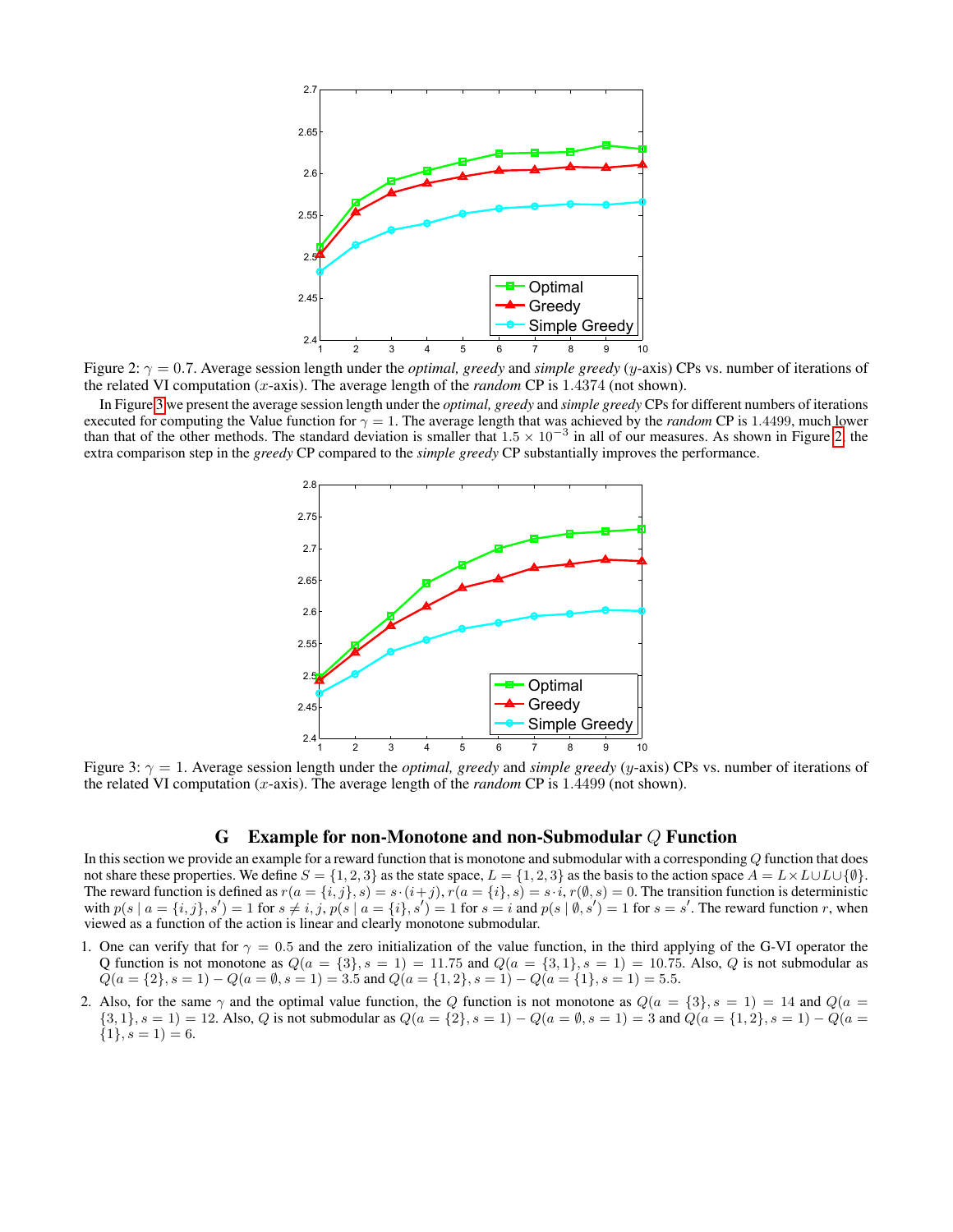2.7
2.65
2.6
2.55
2.5
2.45
2.4
1 2 3 4 5 6 7 8 9 10
Optimal
Greedy
Simple Greedy

Figure 2: $\gamma = 0.7$. Average session length under the *optimal, greedy* and *simple greedy* ($y$-axis) CPs vs. number of iterations of the related VI computation ($x$-axis). The average length of the *random* CP is $1.4374$ (not shown).

In Figure 3 we present the average session length under the *optimal, greedy* and *simple greedy* CPs for different numbers of iterations executed for computing the Value function for $\gamma = 1$. The average length that was achieved by the *random* CP is $1.4499$, much lower than that of the other methods. The standard deviation is smaller that $1.5 \times 10^{-3}$ in all of our measures. As shown in Figure 2, the extra comparison step in the *greedy* CP compared to the *simple greedy* CP substantially improves the performance.

2.8
2.75
2.7
2.65
2.6
2.55
2.5
2.45
2.4
1 2 3 4 5 6 7 8 9 10
Optimal
Greedy
Simple Greedy

Figure 3: $\gamma = 1$. Average session length under the *optimal, greedy* and *simple greedy* ($y$-axis) CPs vs. number of iterations of the related VI computation ($x$-axis). The average length of the *random* CP is $1.4499$ (not shown).

## G Example for non-Monotone and non-Submodular $Q$ Function

In this section we provide an example for a reward function that is monotone and submodular with a corresponding $Q$ function that does not share these properties. We define $S = \{1, 2, 3\}$ as the state space, $L = \{1, 2, 3\}$ as the basis to the action space $A = L \times L \cup L \cup \{\emptyset\}$. The reward function is defined as $r(a = \{i, j\}, s) = s \cdot (i + j)$, $r(a = \{i\}, s) = s \cdot i$, $r(\emptyset, s) = 0$. The transition function is deterministic with $p(s \mid a = \{i, j\}, s') = 1$ for $s \neq i, j$, $p(s \mid a = \{i\}, s') = 1$ for $s = i$ and $p(s \mid \emptyset, s') = 1$ for $s = s'$. The reward function $r$, when viewed as a function of the action is linear and clearly monotone submodular.

1. One can verify that for $\gamma = 0.5$ and the zero initialization of the value function, in the third applying of the G-VI operator the Q function is not monotone as $Q(a = \{3\}, s = 1) = 11.75$ and $Q(a = \{3, 1\}, s = 1) = 10.75$. Also, $Q$ is not submodular as $Q(a = \{2\}, s = 1) - Q(a = \emptyset, s = 1) = 3.5$ and $Q(a = \{1, 2\}, s = 1) - Q(a = \{1\}, s = 1) = 5.5$.
2. Also, for the same $\gamma$ and the optimal value function, the $Q$ function is not monotone as $Q(a = \{3\}, s = 1) = 14$ and $Q(a = \{3, 1\}, s = 1) = 12$. Also, $Q$ is not submodular as $Q(a = \{2\}, s = 1) - Q(a = \emptyset, s = 1) = 3$ and $Q(a = \{1, 2\}, s = 1) - Q(a = \{1\}, s = 1) = 6$.